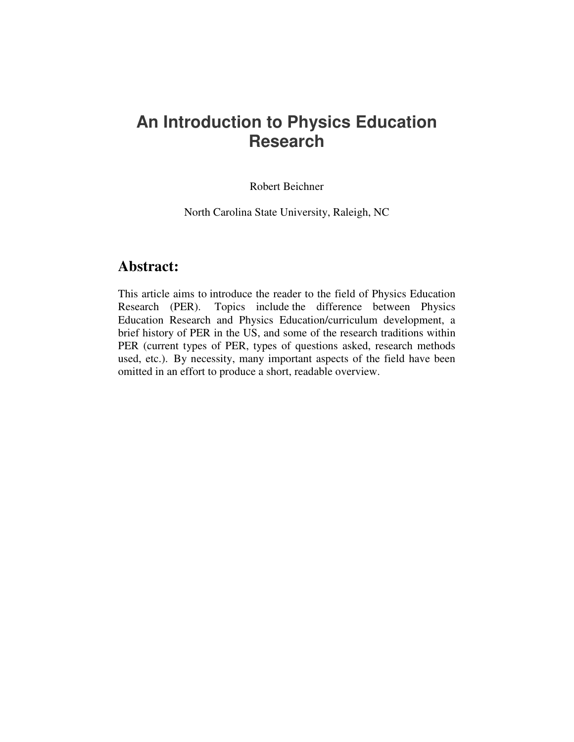# An Introduction to Physics Education Research

Robert Beichner

North Carolina State University, Raleigh, NC

## Abstract:

This article aims to introduce the reader to the field of Physics Education Research (PER). Topics include the difference between Physics Education Research and Physics Education/curriculum development, a brief history of PER in the US, and some of the research traditions within PER (current types of PER, types of questions asked, research methods used, etc.). By necessity, many important aspects of the field have been omitted in an effort to produce a short, readable overview.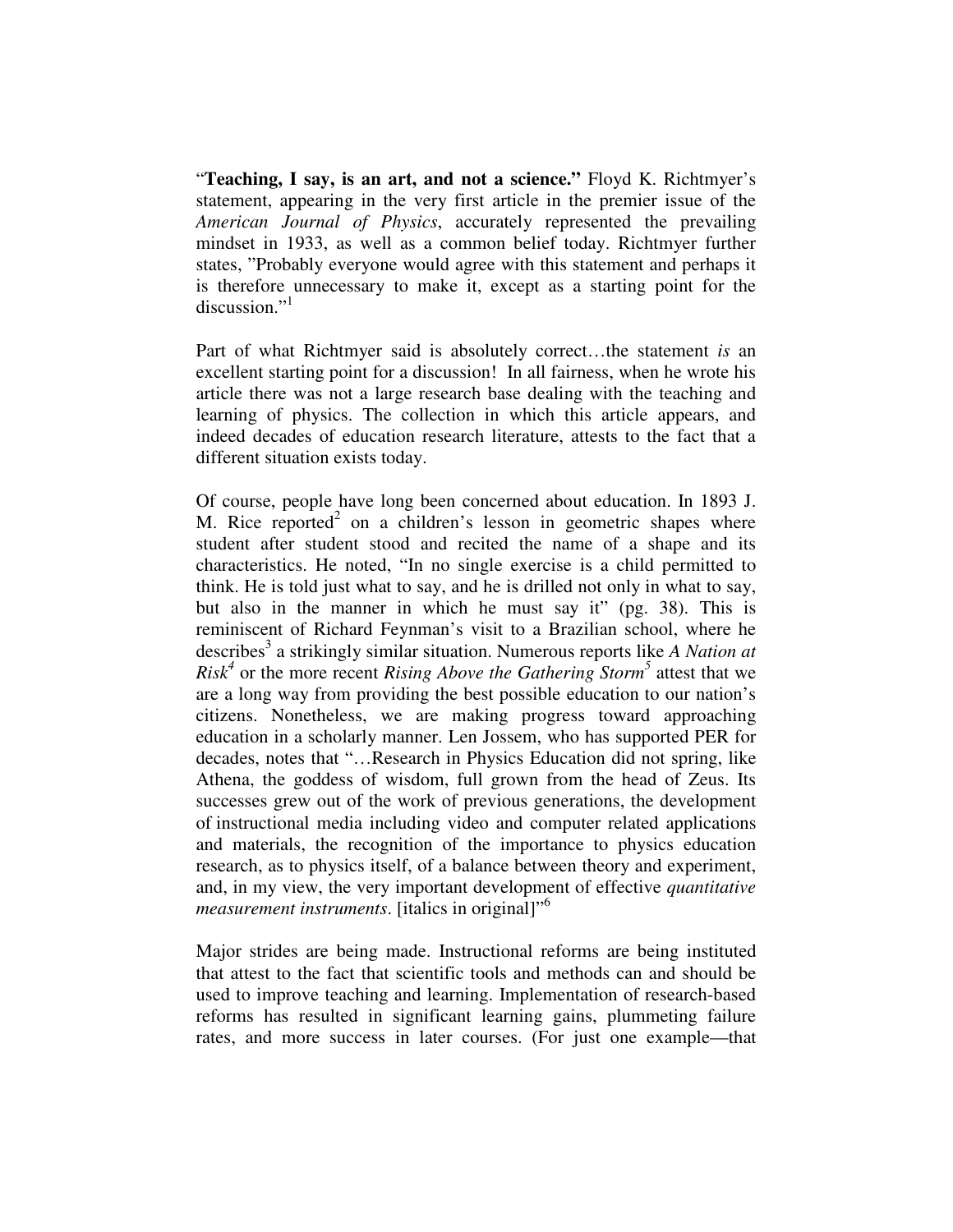"**Teaching, I say, is an art, and not a science."** Floyd K. Richtmyer's statement, appearing in the very first article in the premier issue of the *American Journal of Physics*, accurately represented the prevailing mindset in 1933, as well as a common belief today. Richtmyer further states, "Probably everyone would agree with this statement and perhaps it is therefore unnecessary to make it, except as a starting point for the discussion."[1]

Part of what Richtmyer said is absolutely correct…the statement *is* an excellent starting point for a discussion! In all fairness, when he wrote his article there was not a large research base dealing with the teaching and learning of physics. The collection in which this article appears, and indeed decades of education research literature, attests to the fact that a different situation exists today.

Of course, people have long been concerned about education. In 1893 J. M. Rice reported[2] on a children's lesson in geometric shapes where student after student stood and recited the name of a shape and its characteristics. He noted, "In no single exercise is a child permitted to think. He is told just what to say, and he is drilled not only in what to say, but also in the manner in which he must say it" (pg. 38). This is reminiscent of Richard Feynman's visit to a Brazilian school, where he describes[3] a strikingly similar situation. Numerous reports like *A Nation at Risk*[4] or the more recent *Rising Above the Gathering Storm*[5] attest that we are a long way from providing the best possible education to our nation's citizens. Nonetheless, we are making progress toward approaching education in a scholarly manner. Len Jossem, who has supported PER for decades, notes that "…Research in Physics Education did not spring, like Athena, the goddess of wisdom, full grown from the head of Zeus. Its successes grew out of the work of previous generations, the development of instructional media including video and computer related applications and materials, the recognition of the importance to physics education research, as to physics itself, of a balance between theory and experiment, and, in my view, the very important development of effective *quantitative measurement instruments*. [italics in original]"[6]

Major strides are being made. Instructional reforms are being instituted that attest to the fact that scientific tools and methods can and should be used to improve teaching and learning. Implementation of research-based reforms has resulted in significant learning gains, plummeting failure rates, and more success in later courses. (For just one example—that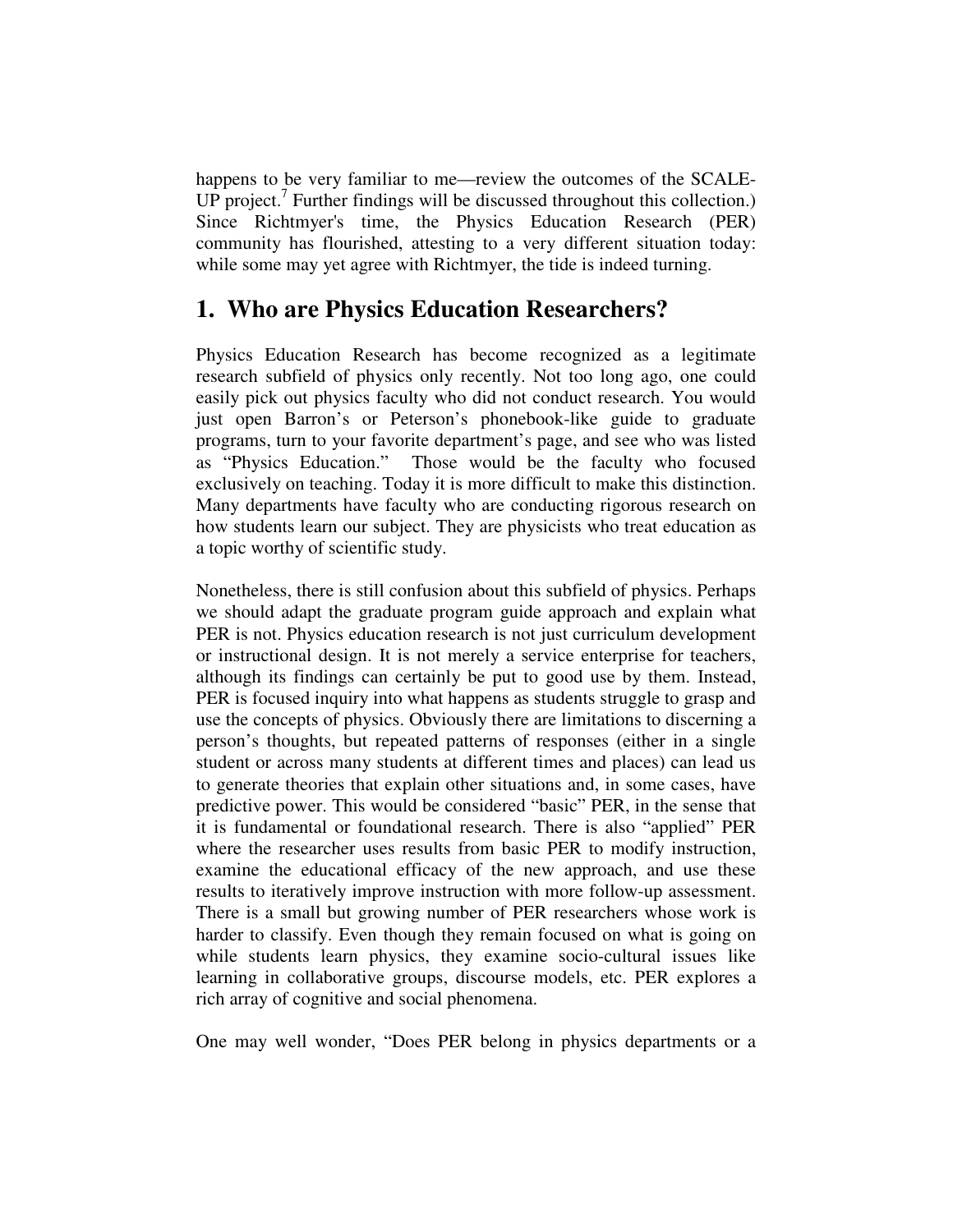happens to be very familiar to me—review the outcomes of the SCALE-UP project.[7] Further findings will be discussed throughout this collection.) Since Richtmyer's time, the Physics Education Research (PER) community has flourished, attesting to a very different situation today: while some may yet agree with Richtmyer, the tide is indeed turning.

# 1. Who are Physics Education Researchers?

Physics Education Research has become recognized as a legitimate research subfield of physics only recently. Not too long ago, one could easily pick out physics faculty who did not conduct research. You would just open Barron's or Peterson's phonebook-like guide to graduate programs, turn to your favorite department's page, and see who was listed as "Physics Education." Those would be the faculty who focused exclusively on teaching. Today it is more difficult to make this distinction. Many departments have faculty who are conducting rigorous research on how students learn our subject. They are physicists who treat education as a topic worthy of scientific study.

Nonetheless, there is still confusion about this subfield of physics. Perhaps we should adapt the graduate program guide approach and explain what PER is not. Physics education research is not just curriculum development or instructional design. It is not merely a service enterprise for teachers, although its findings can certainly be put to good use by them. Instead, PER is focused inquiry into what happens as students struggle to grasp and use the concepts of physics. Obviously there are limitations to discerning a person's thoughts, but repeated patterns of responses (either in a single student or across many students at different times and places) can lead us to generate theories that explain other situations and, in some cases, have predictive power. This would be considered "basic" PER, in the sense that it is fundamental or foundational research. There is also "applied" PER where the researcher uses results from basic PER to modify instruction, examine the educational efficacy of the new approach, and use these results to iteratively improve instruction with more follow-up assessment. There is a small but growing number of PER researchers whose work is harder to classify. Even though they remain focused on what is going on while students learn physics, they examine socio-cultural issues like learning in collaborative groups, discourse models, etc. PER explores a rich array of cognitive and social phenomena.

One may well wonder, "Does PER belong in physics departments or a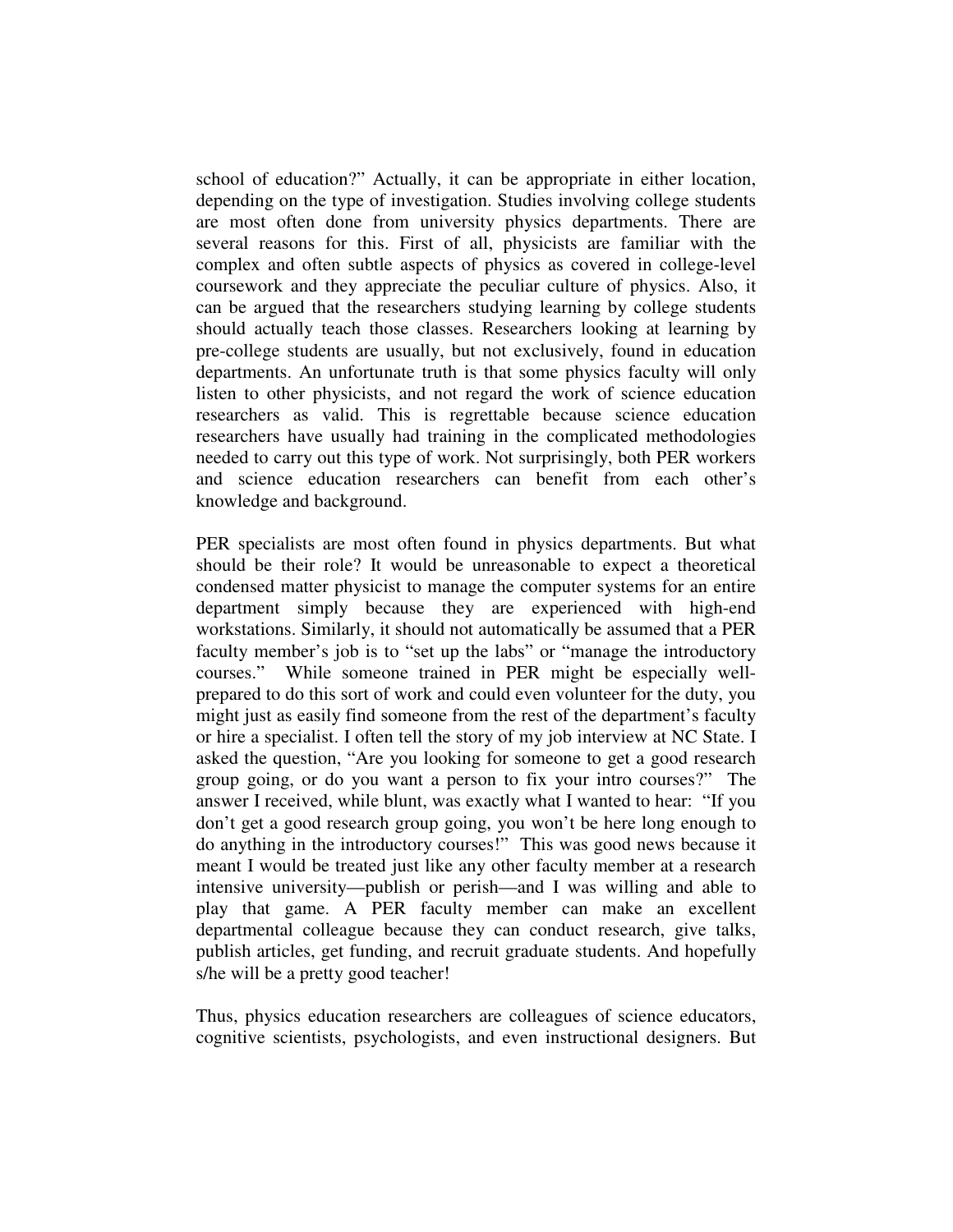school of education?" Actually, it can be appropriate in either location, depending on the type of investigation. Studies involving college students are most often done from university physics departments. There are several reasons for this. First of all, physicists are familiar with the complex and often subtle aspects of physics as covered in college-level coursework and they appreciate the peculiar culture of physics. Also, it can be argued that the researchers studying learning by college students should actually teach those classes. Researchers looking at learning by pre-college students are usually, but not exclusively, found in education departments. An unfortunate truth is that some physics faculty will only listen to other physicists, and not regard the work of science education researchers as valid. This is regrettable because science education researchers have usually had training in the complicated methodologies needed to carry out this type of work. Not surprisingly, both PER workers and science education researchers can benefit from each other's knowledge and background.

PER specialists are most often found in physics departments. But what should be their role? It would be unreasonable to expect a theoretical condensed matter physicist to manage the computer systems for an entire department simply because they are experienced with high-end workstations. Similarly, it should not automatically be assumed that a PER faculty member's job is to "set up the labs" or "manage the introductory courses." While someone trained in PER might be especially well-prepared to do this sort of work and could even volunteer for the duty, you might just as easily find someone from the rest of the department's faculty or hire a specialist. I often tell the story of my job interview at NC State. I asked the question, "Are you looking for someone to get a good research group going, or do you want a person to fix your intro courses?" The answer I received, while blunt, was exactly what I wanted to hear: "If you don't get a good research group going, you won't be here long enough to do anything in the introductory courses!" This was good news because it meant I would be treated just like any other faculty member at a research intensive university—publish or perish—and I was willing and able to play that game. A PER faculty member can make an excellent departmental colleague because they can conduct research, give talks, publish articles, get funding, and recruit graduate students. And hopefully s/he will be a pretty good teacher!

Thus, physics education researchers are colleagues of science educators, cognitive scientists, psychologists, and even instructional designers. But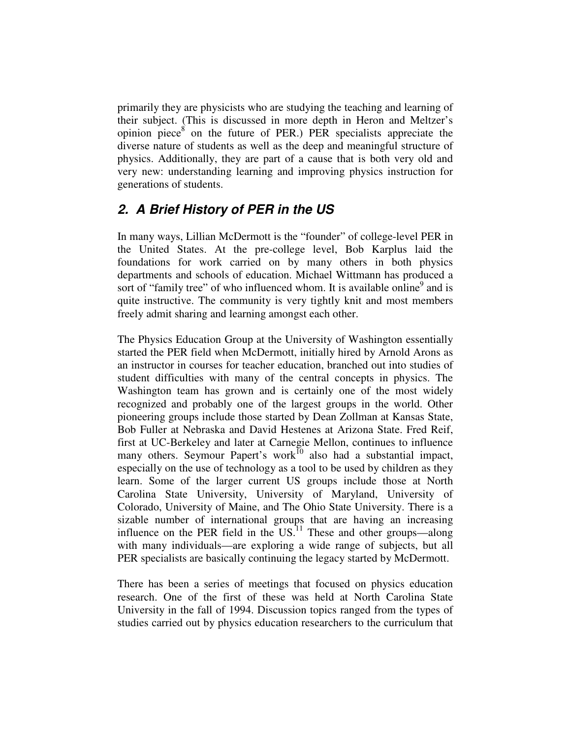primarily they are physicists who are studying the teaching and learning of their subject. (This is discussed in more depth in Heron and Meltzer's opinion piece[8] on the future of PER.) PER specialists appreciate the diverse nature of students as well as the deep and meaningful structure of physics. Additionally, they are part of a cause that is both very old and very new: understanding learning and improving physics instruction for generations of students.

## *2. A Brief History of PER in the US*

In many ways, Lillian McDermott is the "founder" of college-level PER in the United States. At the pre-college level, Bob Karplus laid the foundations for work carried on by many others in both physics departments and schools of education. Michael Wittmann has produced a sort of "family tree" of who influenced whom. It is available online[9] and is quite instructive. The community is very tightly knit and most members freely admit sharing and learning amongst each other.

The Physics Education Group at the University of Washington essentially started the PER field when McDermott, initially hired by Arnold Arons as an instructor in courses for teacher education, branched out into studies of student difficulties with many of the central concepts in physics. The Washington team has grown and is certainly one of the most widely recognized and probably one of the largest groups in the world. Other pioneering groups include those started by Dean Zollman at Kansas State, Bob Fuller at Nebraska and David Hestenes at Arizona State. Fred Reif, first at UC-Berkeley and later at Carnegie Mellon, continues to influence many others. Seymour Papert's work[10] also had a substantial impact, especially on the use of technology as a tool to be used by children as they learn. Some of the larger current US groups include those at North Carolina State University, University of Maryland, University of Colorado, University of Maine, and The Ohio State University. There is a sizable number of international groups that are having an increasing influence on the PER field in the US.[11] These and other groups—along with many individuals—are exploring a wide range of subjects, but all PER specialists are basically continuing the legacy started by McDermott.

There has been a series of meetings that focused on physics education research. One of the first of these was held at North Carolina State University in the fall of 1994. Discussion topics ranged from the types of studies carried out by physics education researchers to the curriculum that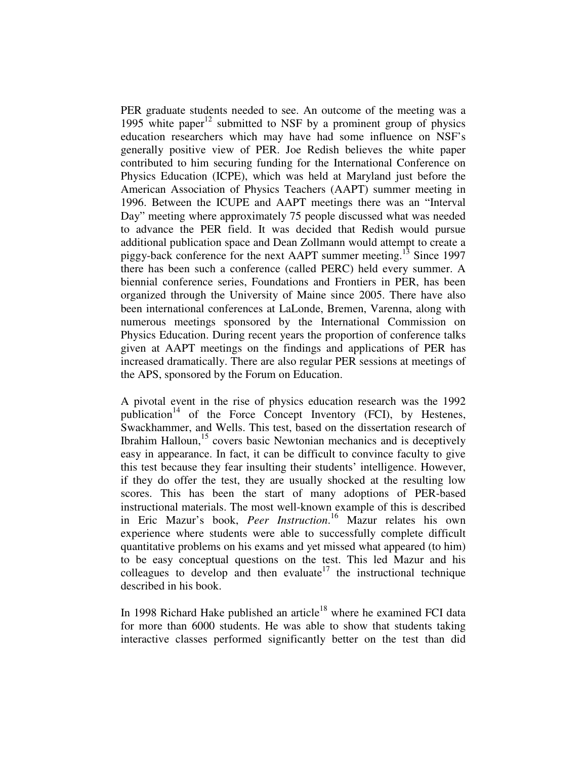PER graduate students needed to see. An outcome of the meeting was a 1995 white paper[12] submitted to NSF by a prominent group of physics education researchers which may have had some influence on NSF's generally positive view of PER. Joe Redish believes the white paper contributed to him securing funding for the International Conference on Physics Education (ICPE), which was held at Maryland just before the American Association of Physics Teachers (AAPT) summer meeting in 1996. Between the ICUPE and AAPT meetings there was an "Interval Day" meeting where approximately 75 people discussed what was needed to advance the PER field. It was decided that Redish would pursue additional publication space and Dean Zollmann would attempt to create a piggy-back conference for the next AAPT summer meeting.[13] Since 1997 there has been such a conference (called PERC) held every summer. A biennial conference series, Foundations and Frontiers in PER, has been organized through the University of Maine since 2005. There have also been international conferences at LaLonde, Bremen, Varenna, along with numerous meetings sponsored by the International Commission on Physics Education. During recent years the proportion of conference talks given at AAPT meetings on the findings and applications of PER has increased dramatically. There are also regular PER sessions at meetings of the APS, sponsored by the Forum on Education.

A pivotal event in the rise of physics education research was the 1992 publication[14] of the Force Concept Inventory (FCI), by Hestenes, Swackhammer, and Wells. This test, based on the dissertation research of Ibrahim Halloun,[15] covers basic Newtonian mechanics and is deceptively easy in appearance. In fact, it can be difficult to convince faculty to give this test because they fear insulting their students' intelligence. However, if they do offer the test, they are usually shocked at the resulting low scores. This has been the start of many adoptions of PER-based instructional materials. The most well-known example of this is described in Eric Mazur's book, *Peer Instruction*.[16] Mazur relates his own experience where students were able to successfully complete difficult quantitative problems on his exams and yet missed what appeared (to him) to be easy conceptual questions on the test. This led Mazur and his colleagues to develop and then evaluate[17] the instructional technique described in his book.

In 1998 Richard Hake published an article[18] where he examined FCI data for more than 6000 students. He was able to show that students taking interactive classes performed significantly better on the test than did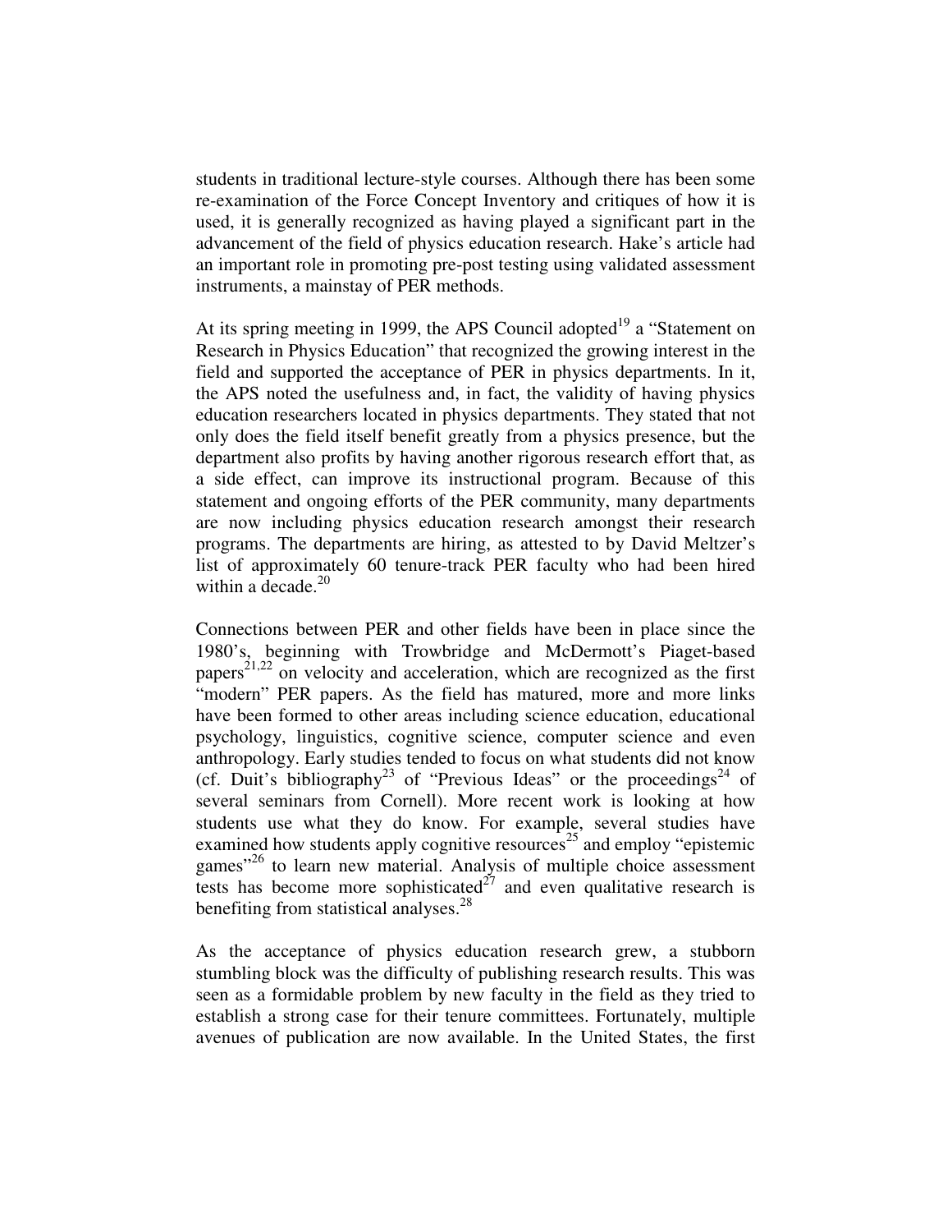students in traditional lecture-style courses. Although there has been some re-examination of the Force Concept Inventory and critiques of how it is used, it is generally recognized as having played a significant part in the advancement of the field of physics education research. Hake's article had an important role in promoting pre-post testing using validated assessment instruments, a mainstay of PER methods.

At its spring meeting in 1999, the APS Council adopted[19] a "Statement on Research in Physics Education" that recognized the growing interest in the field and supported the acceptance of PER in physics departments. In it, the APS noted the usefulness and, in fact, the validity of having physics education researchers located in physics departments. They stated that not only does the field itself benefit greatly from a physics presence, but the department also profits by having another rigorous research effort that, as a side effect, can improve its instructional program. Because of this statement and ongoing efforts of the PER community, many departments are now including physics education research amongst their research programs. The departments are hiring, as attested to by David Meltzer's list of approximately 60 tenure-track PER faculty who had been hired within a decade.[20]

Connections between PER and other fields have been in place since the 1980's, beginning with Trowbridge and McDermott's Piaget-based papers[21,22] on velocity and acceleration, which are recognized as the first "modern" PER papers. As the field has matured, more and more links have been formed to other areas including science education, educational psychology, linguistics, cognitive science, computer science and even anthropology. Early studies tended to focus on what students did not know (cf. Duit's bibliography[23] of "Previous Ideas" or the proceedings[24] of several seminars from Cornell). More recent work is looking at how students use what they do know. For example, several studies have examined how students apply cognitive resources[25] and employ "epistemic games"[26] to learn new material. Analysis of multiple choice assessment tests has become more sophisticated[27] and even qualitative research is benefiting from statistical analyses.[28]

As the acceptance of physics education research grew, a stubborn stumbling block was the difficulty of publishing research results. This was seen as a formidable problem by new faculty in the field as they tried to establish a strong case for their tenure committees. Fortunately, multiple avenues of publication are now available. In the United States, the first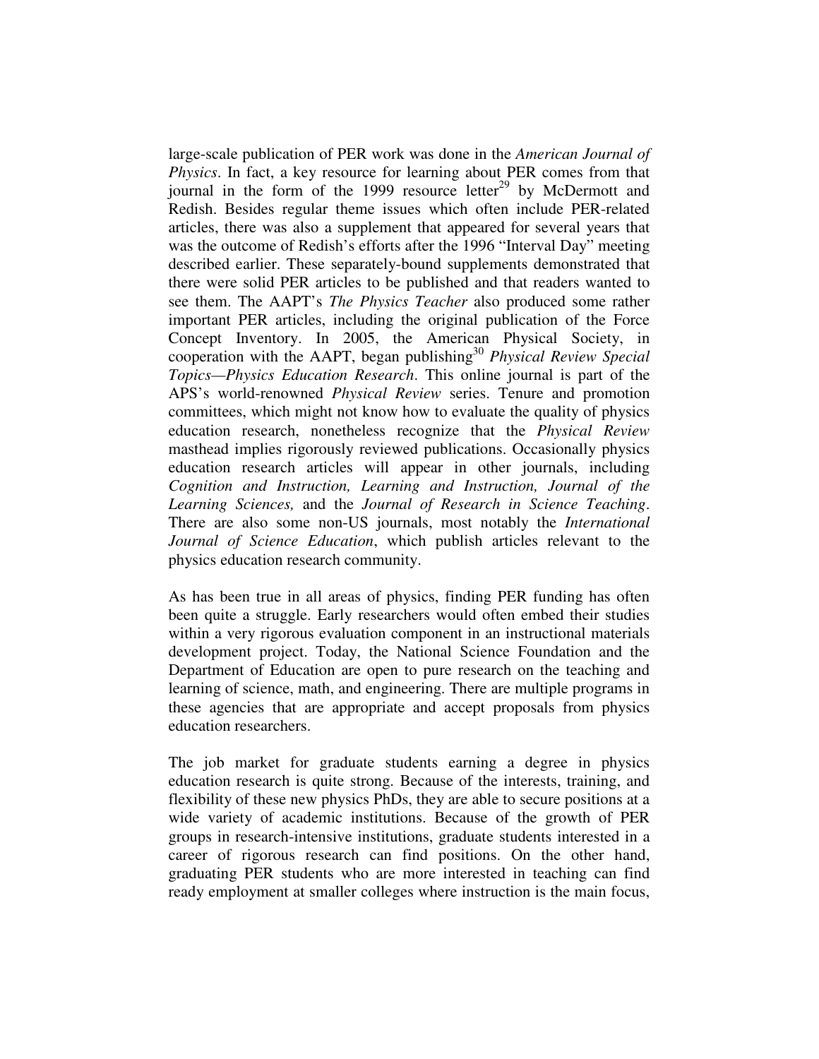large-scale publication of PER work was done in the *American Journal of Physics*. In fact, a key resource for learning about PER comes from that journal in the form of the 1999 resource letter[29] by McDermott and Redish. Besides regular theme issues which often include PER-related articles, there was also a supplement that appeared for several years that was the outcome of Redish's efforts after the 1996 "Interval Day" meeting described earlier. These separately-bound supplements demonstrated that there were solid PER articles to be published and that readers wanted to see them. The AAPT's *The Physics Teacher* also produced some rather important PER articles, including the original publication of the Force Concept Inventory. In 2005, the American Physical Society, in cooperation with the AAPT, began publishing[30] *Physical Review Special Topics—Physics Education Research*. This online journal is part of the APS's world-renowned *Physical Review* series. Tenure and promotion committees, which might not know how to evaluate the quality of physics education research, nonetheless recognize that the *Physical Review* masthead implies rigorously reviewed publications. Occasionally physics education research articles will appear in other journals, including *Cognition and Instruction, Learning and Instruction, Journal of the Learning Sciences,* and the *Journal of Research in Science Teaching*. There are also some non-US journals, most notably the *International Journal of Science Education*, which publish articles relevant to the physics education research community.

As has been true in all areas of physics, finding PER funding has often been quite a struggle. Early researchers would often embed their studies within a very rigorous evaluation component in an instructional materials development project. Today, the National Science Foundation and the Department of Education are open to pure research on the teaching and learning of science, math, and engineering. There are multiple programs in these agencies that are appropriate and accept proposals from physics education researchers.

The job market for graduate students earning a degree in physics education research is quite strong. Because of the interests, training, and flexibility of these new physics PhDs, they are able to secure positions at a wide variety of academic institutions. Because of the growth of PER groups in research-intensive institutions, graduate students interested in a career of rigorous research can find positions. On the other hand, graduating PER students who are more interested in teaching can find ready employment at smaller colleges where instruction is the main focus,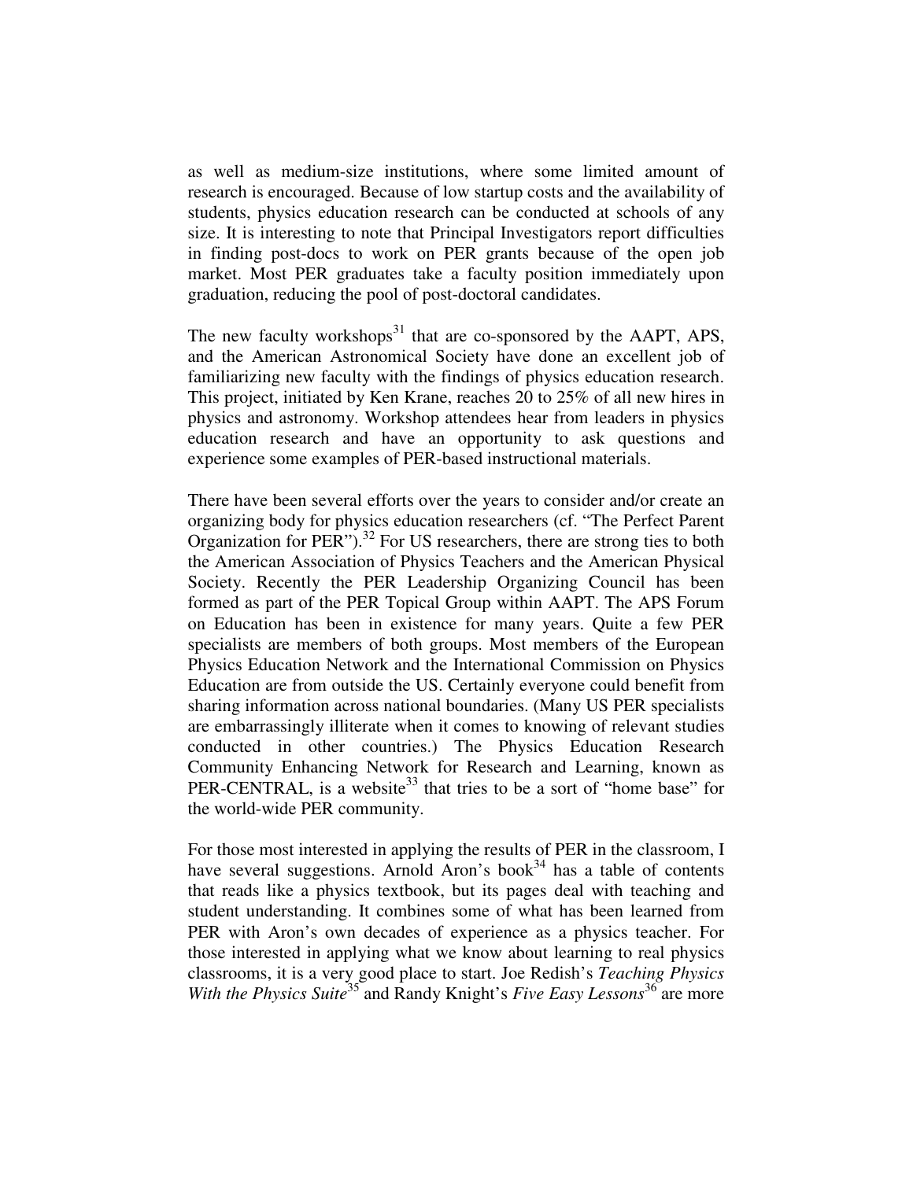as well as medium-size institutions, where some limited amount of research is encouraged. Because of low startup costs and the availability of students, physics education research can be conducted at schools of any size. It is interesting to note that Principal Investigators report difficulties in finding post-docs to work on PER grants because of the open job market. Most PER graduates take a faculty position immediately upon graduation, reducing the pool of post-doctoral candidates.

The new faculty workshops[31] that are co-sponsored by the AAPT, APS, and the American Astronomical Society have done an excellent job of familiarizing new faculty with the findings of physics education research. This project, initiated by Ken Krane, reaches 20 to 25% of all new hires in physics and astronomy. Workshop attendees hear from leaders in physics education research and have an opportunity to ask questions and experience some examples of PER-based instructional materials.

There have been several efforts over the years to consider and/or create an organizing body for physics education researchers (cf. "The Perfect Parent Organization for PER").[32] For US researchers, there are strong ties to both the American Association of Physics Teachers and the American Physical Society. Recently the PER Leadership Organizing Council has been formed as part of the PER Topical Group within AAPT. The APS Forum on Education has been in existence for many years. Quite a few PER specialists are members of both groups. Most members of the European Physics Education Network and the International Commission on Physics Education are from outside the US. Certainly everyone could benefit from sharing information across national boundaries. (Many US PER specialists are embarrassingly illiterate when it comes to knowing of relevant studies conducted in other countries.) The Physics Education Research Community Enhancing Network for Research and Learning, known as PER-CENTRAL, is a website[33] that tries to be a sort of "home base" for the world-wide PER community.

For those most interested in applying the results of PER in the classroom, I have several suggestions. Arnold Aron's book[34] has a table of contents that reads like a physics textbook, but its pages deal with teaching and student understanding. It combines some of what has been learned from PER with Aron's own decades of experience as a physics teacher. For those interested in applying what we know about learning to real physics classrooms, it is a very good place to start. Joe Redish's *Teaching Physics With the Physics Suite*[35] and Randy Knight's *Five Easy Lessons*[36] are more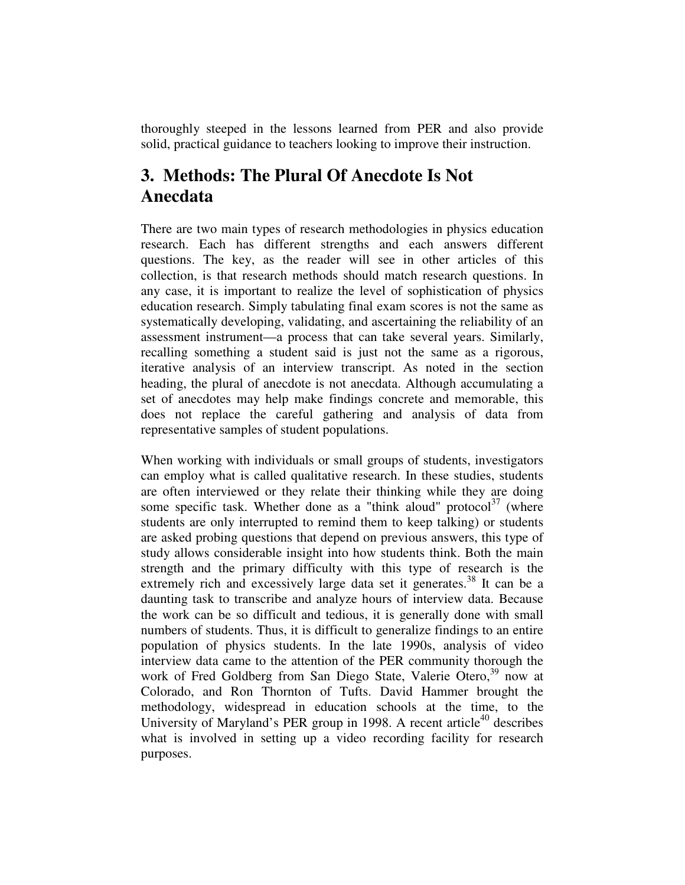thoroughly steeped in the lessons learned from PER and also provide solid, practical guidance to teachers looking to improve their instruction.

## 3. Methods: The Plural Of Anecdote Is Not Anecdata

There are two main types of research methodologies in physics education research. Each has different strengths and each answers different questions. The key, as the reader will see in other articles of this collection, is that research methods should match research questions. In any case, it is important to realize the level of sophistication of physics education research. Simply tabulating final exam scores is not the same as systematically developing, validating, and ascertaining the reliability of an assessment instrument—a process that can take several years. Similarly, recalling something a student said is just not the same as a rigorous, iterative analysis of an interview transcript. As noted in the section heading, the plural of anecdote is not anecdata. Although accumulating a set of anecdotes may help make findings concrete and memorable, this does not replace the careful gathering and analysis of data from representative samples of student populations.

When working with individuals or small groups of students, investigators can employ what is called qualitative research. In these studies, students are often interviewed or they relate their thinking while they are doing some specific task. Whether done as a "think aloud" protocol[37] (where students are only interrupted to remind them to keep talking) or students are asked probing questions that depend on previous answers, this type of study allows considerable insight into how students think. Both the main strength and the primary difficulty with this type of research is the extremely rich and excessively large data set it generates.[38] It can be a daunting task to transcribe and analyze hours of interview data. Because the work can be so difficult and tedious, it is generally done with small numbers of students. Thus, it is difficult to generalize findings to an entire population of physics students. In the late 1990s, analysis of video interview data came to the attention of the PER community thorough the work of Fred Goldberg from San Diego State, Valerie Otero,[39] now at Colorado, and Ron Thornton of Tufts. David Hammer brought the methodology, widespread in education schools at the time, to the University of Maryland's PER group in 1998. A recent article[40] describes what is involved in setting up a video recording facility for research purposes.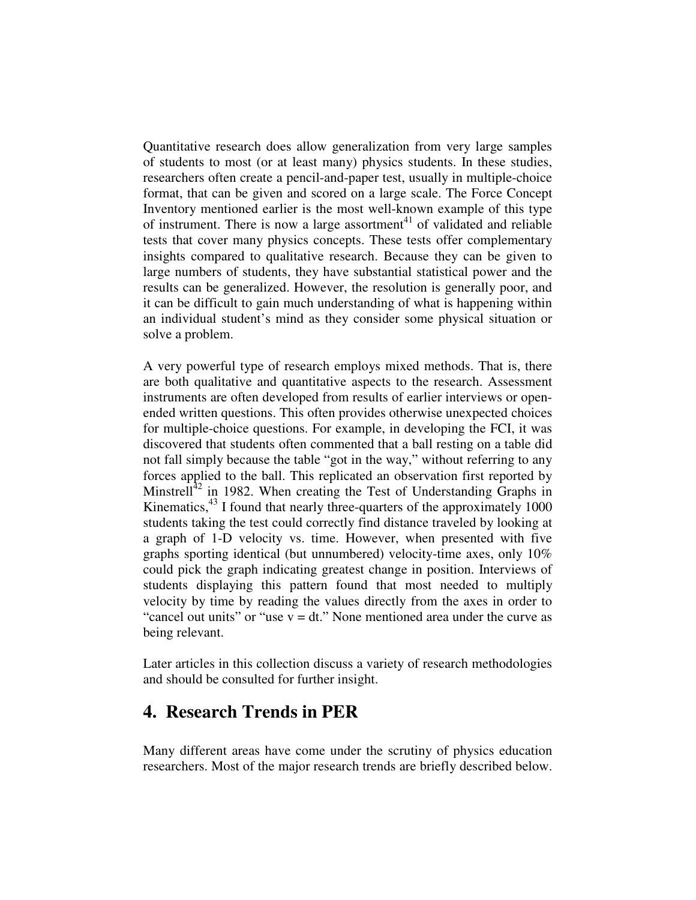Quantitative research does allow generalization from very large samples of students to most (or at least many) physics students. In these studies, researchers often create a pencil-and-paper test, usually in multiple-choice format, that can be given and scored on a large scale. The Force Concept Inventory mentioned earlier is the most well-known example of this type of instrument. There is now a large assortment[41] of validated and reliable tests that cover many physics concepts. These tests offer complementary insights compared to qualitative research. Because they can be given to large numbers of students, they have substantial statistical power and the results can be generalized. However, the resolution is generally poor, and it can be difficult to gain much understanding of what is happening within an individual student's mind as they consider some physical situation or solve a problem.

A very powerful type of research employs mixed methods. That is, there are both qualitative and quantitative aspects to the research. Assessment instruments are often developed from results of earlier interviews or open-ended written questions. This often provides otherwise unexpected choices for multiple-choice questions. For example, in developing the FCI, it was discovered that students often commented that a ball resting on a table did not fall simply because the table "got in the way," without referring to any forces applied to the ball. This replicated an observation first reported by Minstrell[42] in 1982. When creating the Test of Understanding Graphs in Kinematics,[43] I found that nearly three-quarters of the approximately 1000 students taking the test could correctly find distance traveled by looking at a graph of 1-D velocity vs. time. However, when presented with five graphs sporting identical (but unnumbered) velocity-time axes, only 10% could pick the graph indicating greatest change in position. Interviews of students displaying this pattern found that most needed to multiply velocity by time by reading the values directly from the axes in order to "cancel out units" or "use v = dt." None mentioned area under the curve as being relevant.

Later articles in this collection discuss a variety of research methodologies and should be consulted for further insight.

## 4. Research Trends in PER

Many different areas have come under the scrutiny of physics education researchers. Most of the major research trends are briefly described below.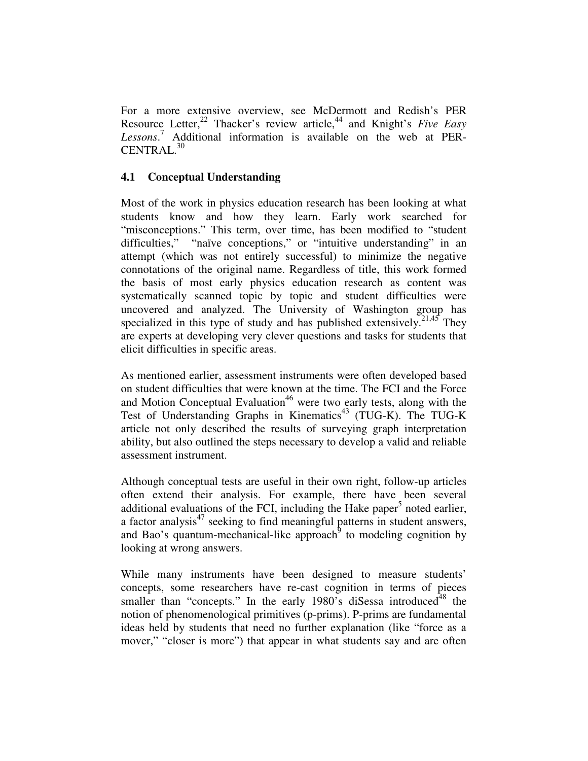For a more extensive overview, see McDermott and Redish's PER Resource Letter,[22] Thacker's review article,[44] and Knight's *Five Easy Lessons*.[7] Additional information is available on the web at PER-CENTRAL.[30]

### 4.1 Conceptual Understanding

Most of the work in physics education research has been looking at what students know and how they learn. Early work searched for "misconceptions." This term, over time, has been modified to "student difficulties," "naïve conceptions," or "intuitive understanding" in an attempt (which was not entirely successful) to minimize the negative connotations of the original name. Regardless of title, this work formed the basis of most early physics education research as content was systematically scanned topic by topic and student difficulties were uncovered and analyzed. The University of Washington group has specialized in this type of study and has published extensively.[21,45] They are experts at developing very clever questions and tasks for students that elicit difficulties in specific areas.

As mentioned earlier, assessment instruments were often developed based on student difficulties that were known at the time. The FCI and the Force and Motion Conceptual Evaluation[46] were two early tests, along with the Test of Understanding Graphs in Kinematics[43] (TUG-K). The TUG-K article not only described the results of surveying graph interpretation ability, but also outlined the steps necessary to develop a valid and reliable assessment instrument.

Although conceptual tests are useful in their own right, follow-up articles often extend their analysis. For example, there have been several additional evaluations of the FCI, including the Hake paper[5] noted earlier, a factor analysis[47] seeking to find meaningful patterns in student answers, and Bao's quantum-mechanical-like approach[9] to modeling cognition by looking at wrong answers.

While many instruments have been designed to measure students' concepts, some researchers have re-cast cognition in terms of pieces smaller than "concepts." In the early 1980's diSessa introduced[48] the notion of phenomenological primitives (p-prims). P-prims are fundamental ideas held by students that need no further explanation (like "force as a mover," "closer is more") that appear in what students say and are often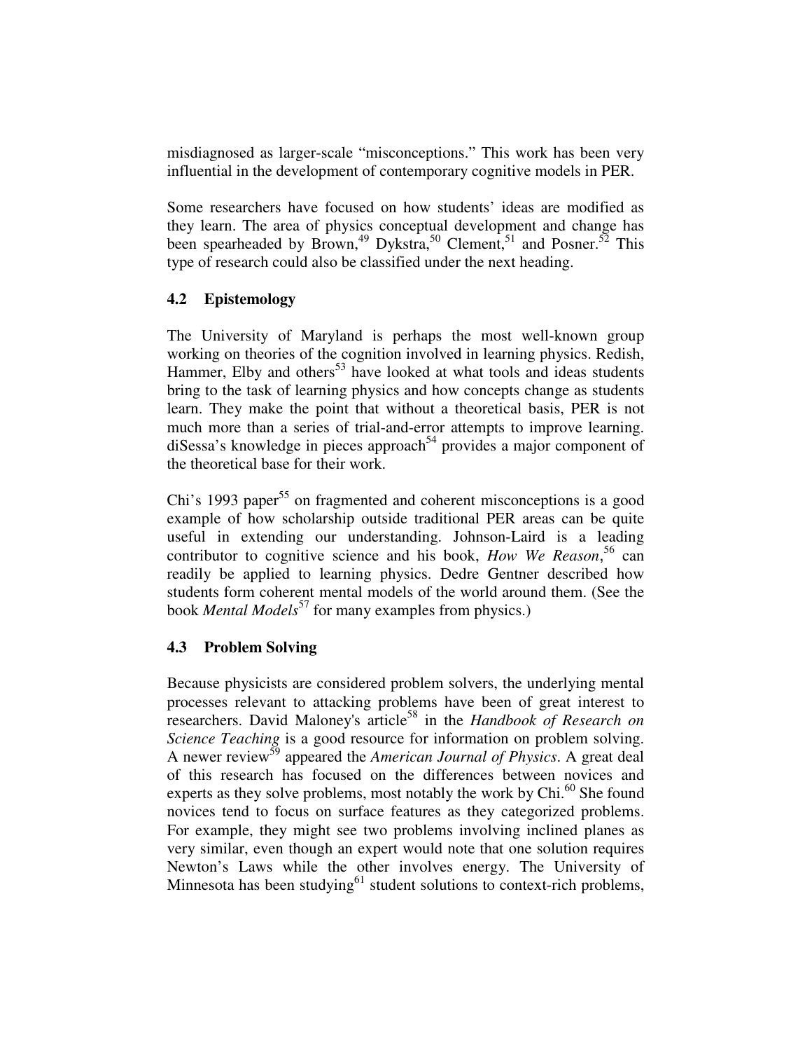misdiagnosed as larger-scale "misconceptions." This work has been very influential in the development of contemporary cognitive models in PER.

Some researchers have focused on how students' ideas are modified as they learn. The area of physics conceptual development and change has been spearheaded by Brown,[49] Dykstra,[50] Clement,[51] and Posner.[52] This type of research could also be classified under the next heading.

## 4.2 Epistemology

The University of Maryland is perhaps the most well-known group working on theories of the cognition involved in learning physics. Redish, Hammer, Elby and others[53] have looked at what tools and ideas students bring to the task of learning physics and how concepts change as students learn. They make the point that without a theoretical basis, PER is not much more than a series of trial-and-error attempts to improve learning. diSessa's knowledge in pieces approach[54] provides a major component of the theoretical base for their work.

Chi's 1993 paper[55] on fragmented and coherent misconceptions is a good example of how scholarship outside traditional PER areas can be quite useful in extending our understanding. Johnson-Laird is a leading contributor to cognitive science and his book, *How We Reason*,[56] can readily be applied to learning physics. Dedre Gentner described how students form coherent mental models of the world around them. (See the book *Mental Models*[57] for many examples from physics.)

## 4.3 Problem Solving

Because physicists are considered problem solvers, the underlying mental processes relevant to attacking problems have been of great interest to researchers. David Maloney's article[58] in the *Handbook of Research on Science Teaching* is a good resource for information on problem solving. A newer review[59] appeared the *American Journal of Physics*. A great deal of this research has focused on the differences between novices and experts as they solve problems, most notably the work by Chi.[60] She found novices tend to focus on surface features as they categorized problems. For example, they might see two problems involving inclined planes as very similar, even though an expert would note that one solution requires Newton's Laws while the other involves energy. The University of Minnesota has been studying[61] student solutions to context-rich problems,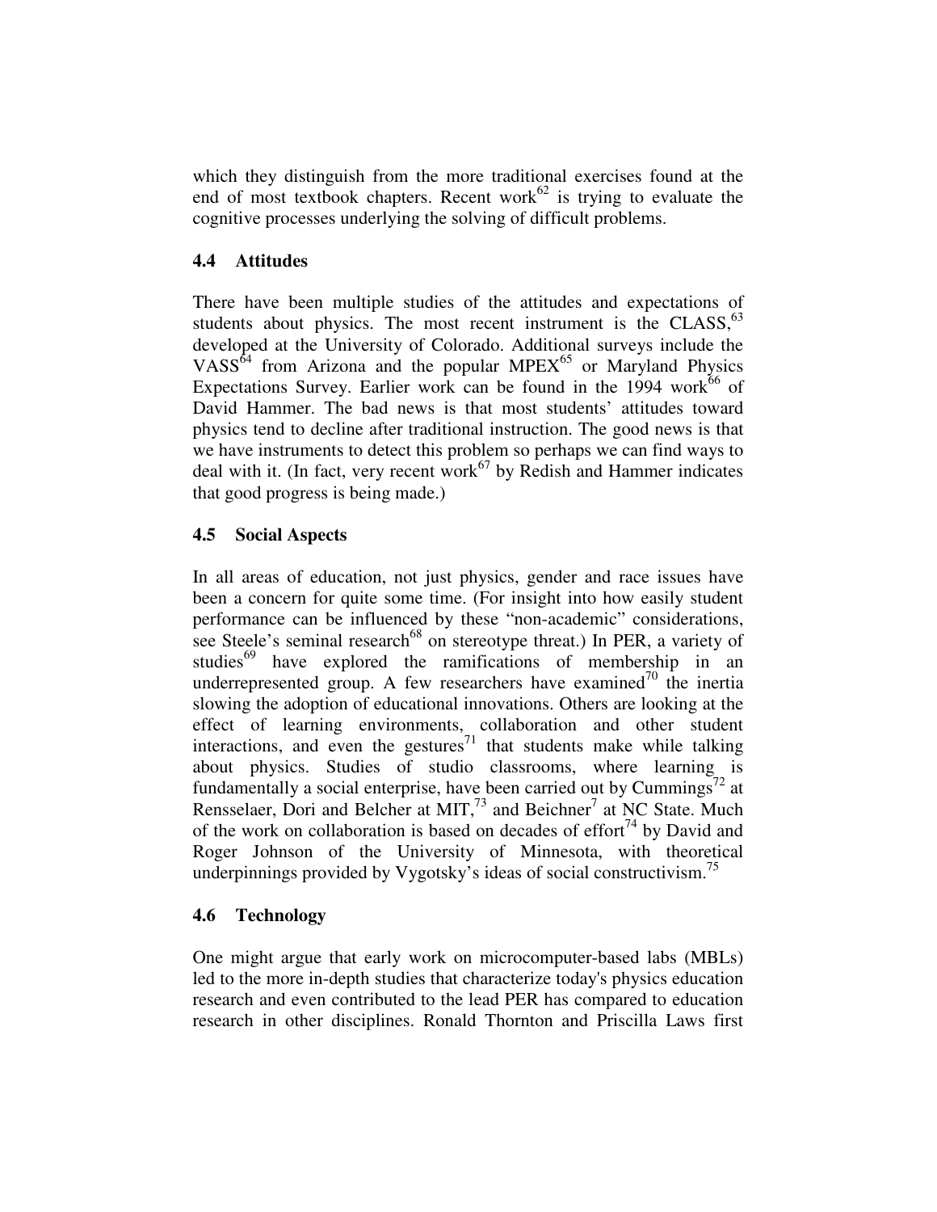which they distinguish from the more traditional exercises found at the end of most textbook chapters. Recent work[62] is trying to evaluate the cognitive processes underlying the solving of difficult problems.

### 4.4 Attitudes

There have been multiple studies of the attitudes and expectations of students about physics. The most recent instrument is the CLASS,[63] developed at the University of Colorado. Additional surveys include the VASS[64] from Arizona and the popular MPEX[65] or Maryland Physics Expectations Survey. Earlier work can be found in the 1994 work[66] of David Hammer. The bad news is that most students' attitudes toward physics tend to decline after traditional instruction. The good news is that we have instruments to detect this problem so perhaps we can find ways to deal with it. (In fact, very recent work[67] by Redish and Hammer indicates that good progress is being made.)

### 4.5 Social Aspects

In all areas of education, not just physics, gender and race issues have been a concern for quite some time. (For insight into how easily student performance can be influenced by these "non-academic" considerations, see Steele's seminal research[68] on stereotype threat.) In PER, a variety of studies[69] have explored the ramifications of membership in an underrepresented group. A few researchers have examined[70] the inertia slowing the adoption of educational innovations. Others are looking at the effect of learning environments, collaboration and other student interactions, and even the gestures[71] that students make while talking about physics. Studies of studio classrooms, where learning is fundamentally a social enterprise, have been carried out by Cummings[72] at Rensselaer, Dori and Belcher at MIT,[73] and Beichner[7] at NC State. Much of the work on collaboration is based on decades of effort[74] by David and Roger Johnson of the University of Minnesota, with theoretical underpinnings provided by Vygotsky's ideas of social constructivism.[75]

### 4.6 Technology

One might argue that early work on microcomputer-based labs (MBLs) led to the more in-depth studies that characterize today's physics education research and even contributed to the lead PER has compared to education research in other disciplines. Ronald Thornton and Priscilla Laws first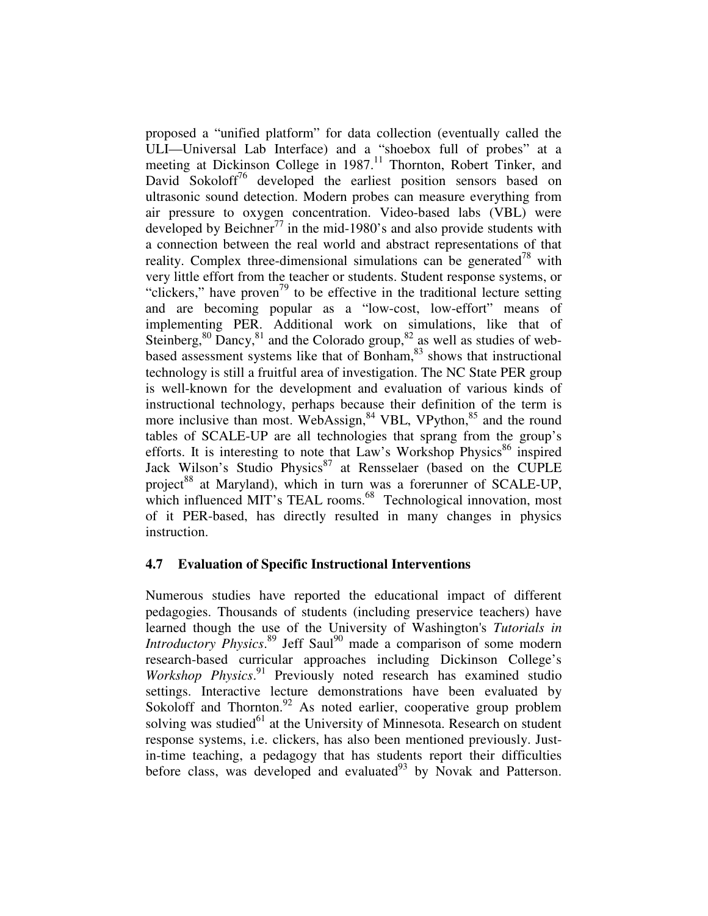proposed a "unified platform" for data collection (eventually called the ULI—Universal Lab Interface) and a "shoebox full of probes" at a meeting at Dickinson College in 1987.[11] Thornton, Robert Tinker, and David Sokoloff[76] developed the earliest position sensors based on ultrasonic sound detection. Modern probes can measure everything from air pressure to oxygen concentration. Video-based labs (VBL) were developed by Beichner[77] in the mid-1980's and also provide students with a connection between the real world and abstract representations of that reality. Complex three-dimensional simulations can be generated[78] with very little effort from the teacher or students. Student response systems, or "clickers," have proven[79] to be effective in the traditional lecture setting and are becoming popular as a "low-cost, low-effort" means of implementing PER. Additional work on simulations, like that of Steinberg,[80] Dancy,[81] and the Colorado group,[82] as well as studies of web-based assessment systems like that of Bonham,[83] shows that instructional technology is still a fruitful area of investigation. The NC State PER group is well-known for the development and evaluation of various kinds of instructional technology, perhaps because their definition of the term is more inclusive than most. WebAssign,[84] VBL, VPython,[85] and the round tables of SCALE-UP are all technologies that sprang from the group's efforts. It is interesting to note that Law's Workshop Physics[86] inspired Jack Wilson's Studio Physics[87] at Rensselaer (based on the CUPLE project[88] at Maryland), which in turn was a forerunner of SCALE-UP, which influenced MIT's TEAL rooms.[68] Technological innovation, most of it PER-based, has directly resulted in many changes in physics instruction.

### 4.7 Evaluation of Specific Instructional Interventions

Numerous studies have reported the educational impact of different pedagogies. Thousands of students (including preservice teachers) have learned though the use of the University of Washington's *Tutorials in Introductory Physics*.[89] Jeff Saul[90] made a comparison of some modern research-based curricular approaches including Dickinson College's *Workshop Physics*.[91] Previously noted research has examined studio settings. Interactive lecture demonstrations have been evaluated by Sokoloff and Thornton.[92] As noted earlier, cooperative group problem solving was studied[61] at the University of Minnesota. Research on student response systems, i.e. clickers, has also been mentioned previously. Just-in-time teaching, a pedagogy that has students report their difficulties before class, was developed and evaluated[93] by Novak and Patterson.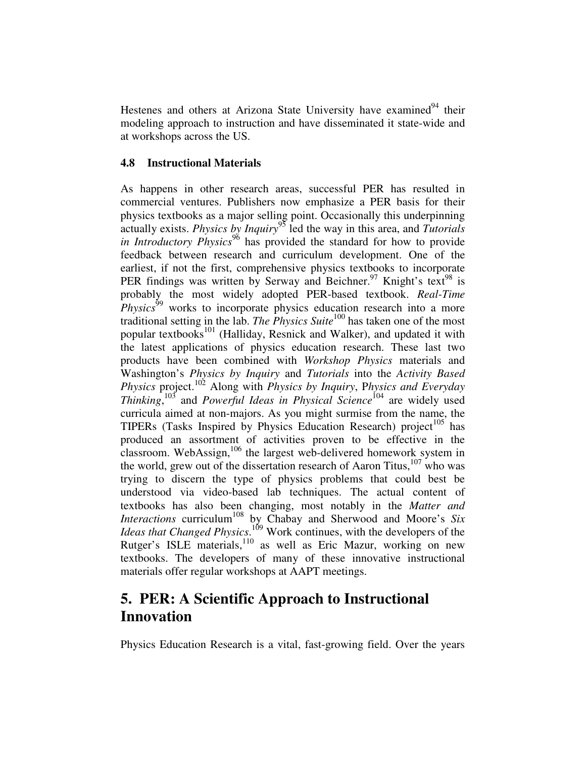Hestenes and others at Arizona State University have examined[94] their modeling approach to instruction and have disseminated it state-wide and at workshops across the US.

### 4.8 Instructional Materials

As happens in other research areas, successful PER has resulted in commercial ventures. Publishers now emphasize a PER basis for their physics textbooks as a major selling point. Occasionally this underpinning actually exists. *Physics by Inquiry*[95] led the way in this area, and *Tutorials in Introductory Physics*[96] has provided the standard for how to provide feedback between research and curriculum development. One of the earliest, if not the first, comprehensive physics textbooks to incorporate PER findings was written by Serway and Beichner.[97] Knight's text[98] is probably the most widely adopted PER-based textbook. *Real-Time Physics*[99] works to incorporate physics education research into a more traditional setting in the lab. *The Physics Suite*[100] has taken one of the most popular textbooks[101] (Halliday, Resnick and Walker), and updated it with the latest applications of physics education research. These last two products have been combined with *Workshop Physics* materials and Washington's *Physics by Inquiry* and *Tutorials* into the *Activity Based Physics* project.[102] Along with *Physics by Inquiry*, P*hysics and Everyday Thinking*,[103] and *Powerful Ideas in Physical Science*[104] are widely used curricula aimed at non-majors. As you might surmise from the name, the TIPERs (Tasks Inspired by Physics Education Research) project[105] has produced an assortment of activities proven to be effective in the classroom. WebAssign,[106] the largest web-delivered homework system in the world, grew out of the dissertation research of Aaron Titus,[107] who was trying to discern the type of physics problems that could best be understood via video-based lab techniques. The actual content of textbooks has also been changing, most notably in the *Matter and Interactions* curriculum[108] by Chabay and Sherwood and Moore's *Six Ideas that Changed Physics*.[109] Work continues, with the developers of the Rutger's ISLE materials,[110] as well as Eric Mazur, working on new textbooks. The developers of many of these innovative instructional materials offer regular workshops at AAPT meetings.

## 5. PER: A Scientific Approach to Instructional Innovation

Physics Education Research is a vital, fast-growing field. Over the years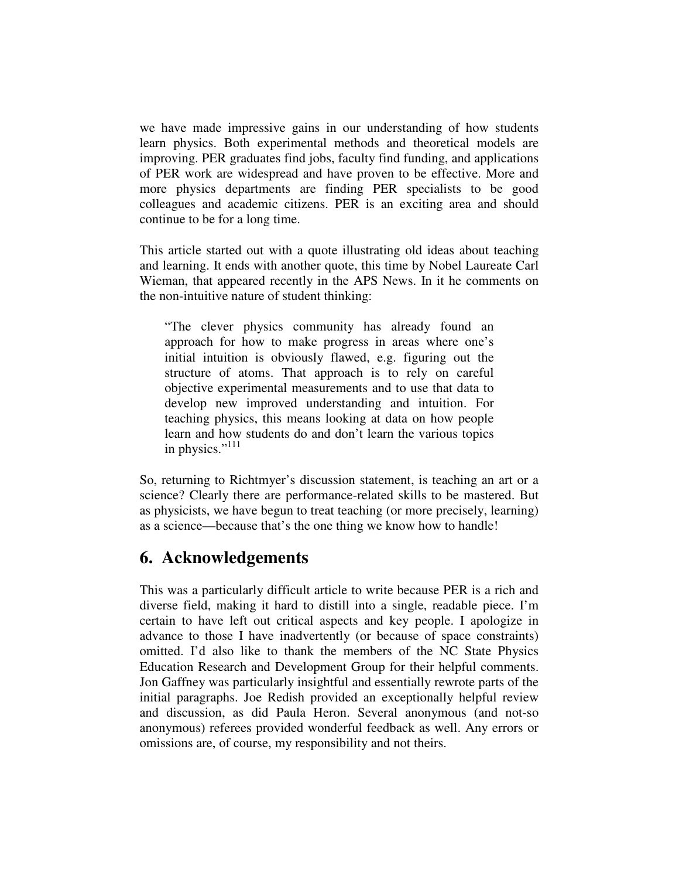we have made impressive gains in our understanding of how students learn physics. Both experimental methods and theoretical models are improving. PER graduates find jobs, faculty find funding, and applications of PER work are widespread and have proven to be effective. More and more physics departments are finding PER specialists to be good colleagues and academic citizens. PER is an exciting area and should continue to be for a long time.

This article started out with a quote illustrating old ideas about teaching and learning. It ends with another quote, this time by Nobel Laureate Carl Wieman, that appeared recently in the APS News. In it he comments on the non-intuitive nature of student thinking:

> "The clever physics community has already found an approach for how to make progress in areas where one's initial intuition is obviously flawed, e.g. figuring out the structure of atoms. That approach is to rely on careful objective experimental measurements and to use that data to develop new improved understanding and intuition. For teaching physics, this means looking at data on how people learn and how students do and don't learn the various topics in physics."[111]

So, returning to Richtmyer's discussion statement, is teaching an art or a science? Clearly there are performance-related skills to be mastered. But as physicists, we have begun to treat teaching (or more precisely, learning) as a science—because that's the one thing we know how to handle!

## 6. Acknowledgements

This was a particularly difficult article to write because PER is a rich and diverse field, making it hard to distill into a single, readable piece. I'm certain to have left out critical aspects and key people. I apologize in advance to those I have inadvertently (or because of space constraints) omitted. I'd also like to thank the members of the NC State Physics Education Research and Development Group for their helpful comments. Jon Gaffney was particularly insightful and essentially rewrote parts of the initial paragraphs. Joe Redish provided an exceptionally helpful review and discussion, as did Paula Heron. Several anonymous (and not-so anonymous) referees provided wonderful feedback as well. Any errors or omissions are, of course, my responsibility and not theirs.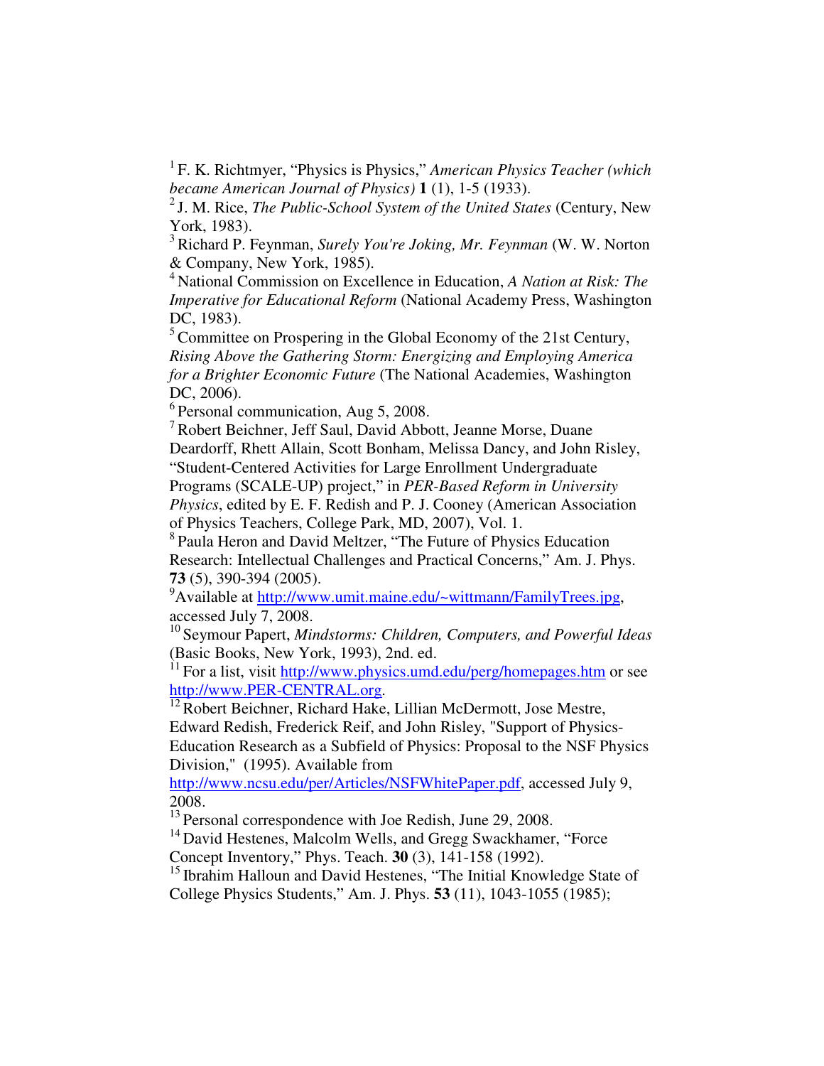[1] F. K. Richtmyer, "Physics is Physics," *American Physics Teacher (which became American Journal of Physics)* **1** (1), 1-5 (1933).

[2] J. M. Rice, *The Public-School System of the United States* (Century, New York, 1983).

[3] Richard P. Feynman, *Surely You're Joking, Mr. Feynman* (W. W. Norton & Company, New York, 1985).

[4] National Commission on Excellence in Education, *A Nation at Risk: The Imperative for Educational Reform* (National Academy Press, Washington DC, 1983).

[5] Committee on Prospering in the Global Economy of the 21st Century, *Rising Above the Gathering Storm: Energizing and Employing America for a Brighter Economic Future* (The National Academies, Washington DC, 2006).

[6] Personal communication, Aug 5, 2008.

[7] Robert Beichner, Jeff Saul, David Abbott, Jeanne Morse, Duane Deardorff, Rhett Allain, Scott Bonham, Melissa Dancy, and John Risley, "Student-Centered Activities for Large Enrollment Undergraduate Programs (SCALE-UP) project," in *PER-Based Reform in University Physics*, edited by E. F. Redish and P. J. Cooney (American Association of Physics Teachers, College Park, MD, 2007), Vol. 1.

[8] Paula Heron and David Meltzer, "The Future of Physics Education Research: Intellectual Challenges and Practical Concerns," Am. J. Phys. **73** (5), 390-394 (2005).

[9] Available at http://www.umit.maine.edu/~wittmann/FamilyTrees.jpg, accessed July 7, 2008.

[10] Seymour Papert, *Mindstorms: Children, Computers, and Powerful Ideas* (Basic Books, New York, 1993), 2nd. ed.

[11] For a list, visit http://www.physics.umd.edu/perg/homepages.htm or see http://www.PER-CENTRAL.org.

[12] Robert Beichner, Richard Hake, Lillian McDermott, Jose Mestre, Edward Redish, Frederick Reif, and John Risley, "Support of Physics-Education Research as a Subfield of Physics: Proposal to the NSF Physics Division," (1995). Available from http://www.ncsu.edu/per/Articles/NSFWhitePaper.pdf, accessed July 9, 2008.

[13] Personal correspondence with Joe Redish, June 29, 2008.

[14] David Hestenes, Malcolm Wells, and Gregg Swackhamer, "Force Concept Inventory," Phys. Teach. **30** (3), 141-158 (1992).

[15] Ibrahim Halloun and David Hestenes, "The Initial Knowledge State of College Physics Students," Am. J. Phys. **53** (11), 1043-1055 (1985);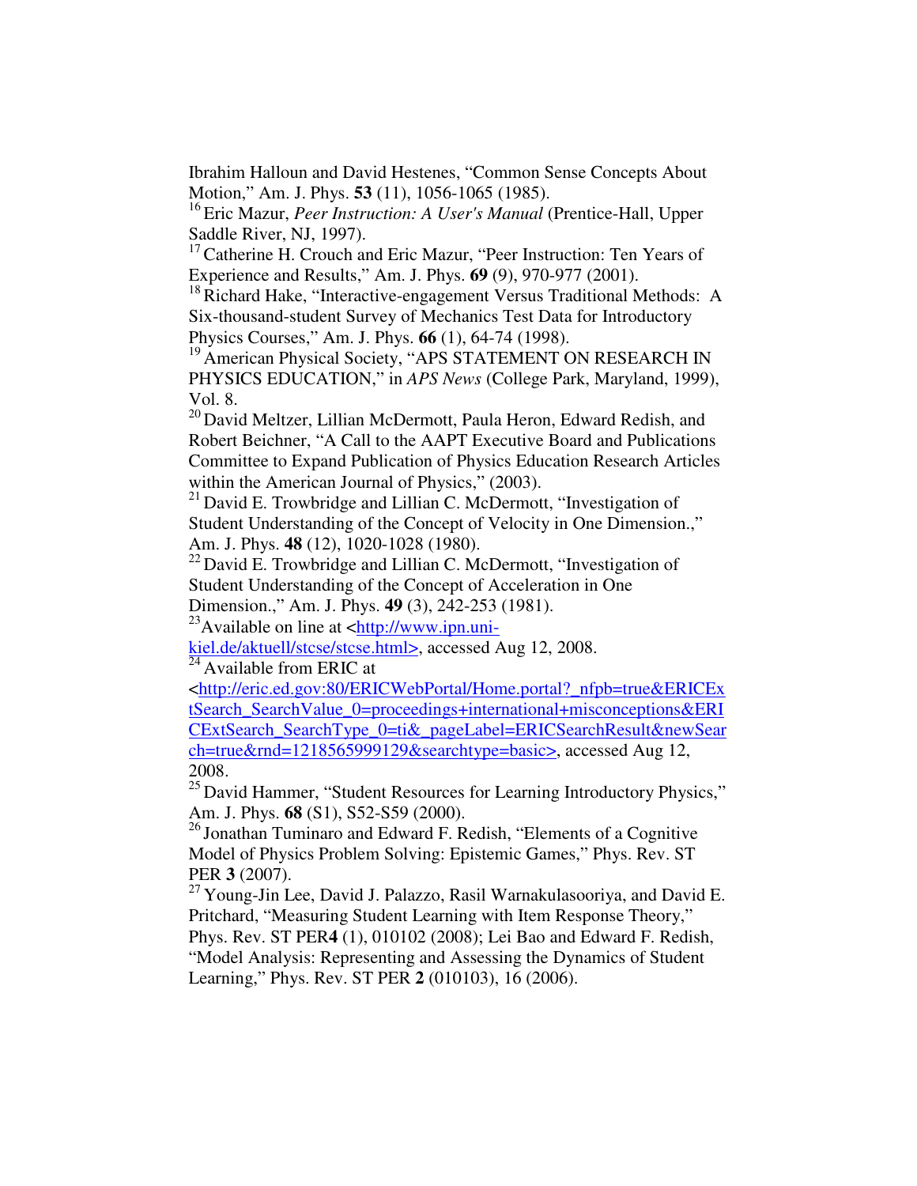Ibrahim Halloun and David Hestenes, "Common Sense Concepts About Motion," Am. J. Phys. **53** (11), 1056-1065 (1985).

[16] Eric Mazur, *Peer Instruction: A User's Manual* (Prentice-Hall, Upper Saddle River, NJ, 1997).

[17] Catherine H. Crouch and Eric Mazur, "Peer Instruction: Ten Years of Experience and Results," Am. J. Phys. **69** (9), 970-977 (2001).

[18] Richard Hake, "Interactive-engagement Versus Traditional Methods: A Six-thousand-student Survey of Mechanics Test Data for Introductory Physics Courses," Am. J. Phys. **66** (1), 64-74 (1998).

[19] American Physical Society, "APS STATEMENT ON RESEARCH IN PHYSICS EDUCATION," in *APS News* (College Park, Maryland, 1999), Vol. 8.

[20] David Meltzer, Lillian McDermott, Paula Heron, Edward Redish, and Robert Beichner, "A Call to the AAPT Executive Board and Publications Committee to Expand Publication of Physics Education Research Articles within the American Journal of Physics," (2003).

[21] David E. Trowbridge and Lillian C. McDermott, "Investigation of Student Understanding of the Concept of Velocity in One Dimension.," Am. J. Phys. **48** (12), 1020-1028 (1980).

[22] David E. Trowbridge and Lillian C. McDermott, "Investigation of Student Understanding of the Concept of Acceleration in One Dimension.," Am. J. Phys. **49** (3), 242-253 (1981).

[23] Available on line at <http://www.ipn.uni-kiel.de/aktuell/stcse/stcse.html>, accessed Aug 12, 2008.

[24] Available from ERIC at <http://eric.ed.gov:80/ERICWebPortal/Home.portal?_nfpb=true&ERICExtSearch_SearchValue_0=proceedings+international+misconceptions&ERICExtSearch_SearchType_0=ti&_pageLabel=ERICSearchResult&newSearch=true&rnd=1218565999129&searchtype=basic>, accessed Aug 12, 2008.

[25] David Hammer, "Student Resources for Learning Introductory Physics," Am. J. Phys. **68** (S1), S52-S59 (2000).

[26] Jonathan Tuminaro and Edward F. Redish, "Elements of a Cognitive Model of Physics Problem Solving: Epistemic Games," Phys. Rev. ST PER **3** (2007).

[27] Young-Jin Lee, David J. Palazzo, Rasil Warnakulasooriya, and David E. Pritchard, "Measuring Student Learning with Item Response Theory," Phys. Rev. ST PER**4** (1), 010102 (2008); Lei Bao and Edward F. Redish, "Model Analysis: Representing and Assessing the Dynamics of Student Learning," Phys. Rev. ST PER **2** (010103), 16 (2006).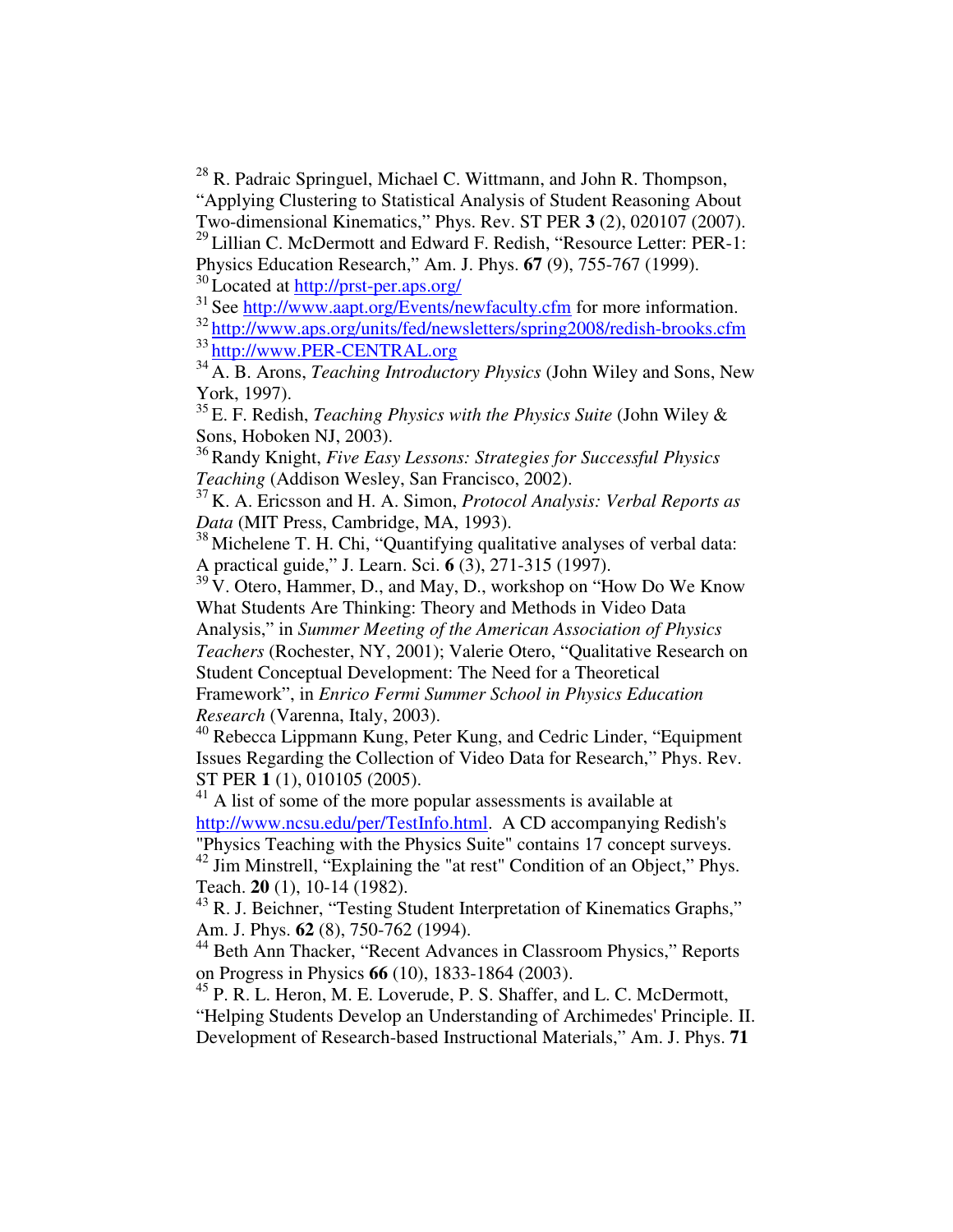[28] R. Padraic Springuel, Michael C. Wittmann, and John R. Thompson, "Applying Clustering to Statistical Analysis of Student Reasoning About Two-dimensional Kinematics," Phys. Rev. ST PER **3** (2), 020107 (2007).

[29] Lillian C. McDermott and Edward F. Redish, "Resource Letter: PER-1: Physics Education Research," Am. J. Phys. **67** (9), 755-767 (1999).

[30] Located at [http://prst-per.aps.org/](http://prst-per.aps.org/)

[31] See [http://www.aapt.org/Events/newfaculty.cfm](http://www.aapt.org/Events/newfaculty.cfm) for more information.

[32] [http://www.aps.org/units/fed/newsletters/spring2008/redish-brooks.cfm](http://www.aps.org/units/fed/newsletters/spring2008/redish-brooks.cfm)

[33] [http://www.PER-CENTRAL.org](http://www.PER-CENTRAL.org)

[34] A. B. Arons, *Teaching Introductory Physics* (John Wiley and Sons, New York, 1997).

[35] E. F. Redish, *Teaching Physics with the Physics Suite* (John Wiley & Sons, Hoboken NJ, 2003).

[36] Randy Knight, *Five Easy Lessons: Strategies for Successful Physics Teaching* (Addison Wesley, San Francisco, 2002).

[37] K. A. Ericsson and H. A. Simon, *Protocol Analysis: Verbal Reports as Data* (MIT Press, Cambridge, MA, 1993).

[38] Michelene T. H. Chi, "Quantifying qualitative analyses of verbal data: A practical guide," J. Learn. Sci. **6** (3), 271-315 (1997).

[39] V. Otero, Hammer, D., and May, D., workshop on "How Do We Know What Students Are Thinking: Theory and Methods in Video Data Analysis," in *Summer Meeting of the American Association of Physics Teachers* (Rochester, NY, 2001); Valerie Otero, "Qualitative Research on Student Conceptual Development: The Need for a Theoretical Framework", in *Enrico Fermi Summer School in Physics Education Research* (Varenna, Italy, 2003).

[40] Rebecca Lippmann Kung, Peter Kung, and Cedric Linder, "Equipment Issues Regarding the Collection of Video Data for Research," Phys. Rev. ST PER **1** (1), 010105 (2005).

[41] A list of some of the more popular assessments is available at [http://www.ncsu.edu/per/TestInfo.html](http://www.ncsu.edu/per/TestInfo.html). A CD accompanying Redish's "Physics Teaching with the Physics Suite" contains 17 concept surveys.

[42] Jim Minstrell, "Explaining the "at rest" Condition of an Object," Phys. Teach. **20** (1), 10-14 (1982).

[43] R. J. Beichner, "Testing Student Interpretation of Kinematics Graphs," Am. J. Phys. **62** (8), 750-762 (1994).

[44] Beth Ann Thacker, "Recent Advances in Classroom Physics," Reports on Progress in Physics **66** (10), 1833-1864 (2003).

[45] P. R. L. Heron, M. E. Loverude, P. S. Shaffer, and L. C. McDermott, "Helping Students Develop an Understanding of Archimedes' Principle. II. Development of Research-based Instructional Materials," Am. J. Phys. **71**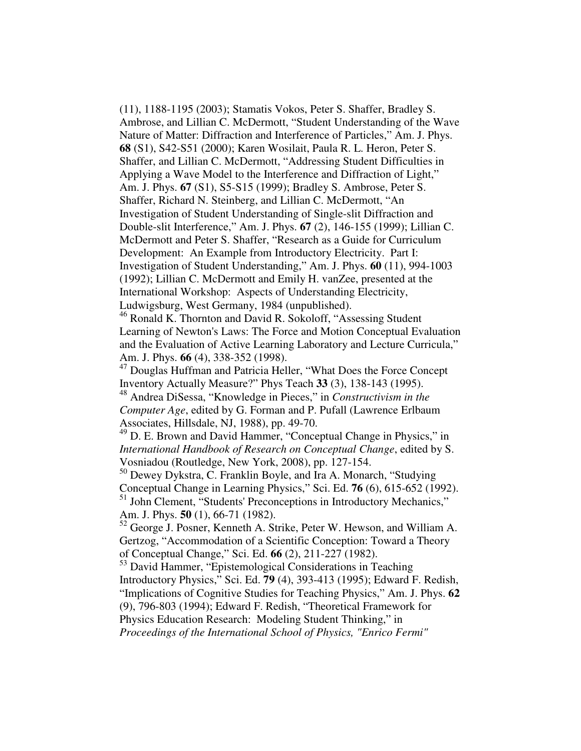(11), 1188-1195 (2003); Stamatis Vokos, Peter S. Shaffer, Bradley S. Ambrose, and Lillian C. McDermott, "Student Understanding of the Wave Nature of Matter: Diffraction and Interference of Particles," Am. J. Phys. **68** (S1), S42-S51 (2000); Karen Wosilait, Paula R. L. Heron, Peter S. Shaffer, and Lillian C. McDermott, "Addressing Student Difficulties in Applying a Wave Model to the Interference and Diffraction of Light," Am. J. Phys. **67** (S1), S5-S15 (1999); Bradley S. Ambrose, Peter S. Shaffer, Richard N. Steinberg, and Lillian C. McDermott, "An Investigation of Student Understanding of Single-slit Diffraction and Double-slit Interference," Am. J. Phys. **67** (2), 146-155 (1999); Lillian C. McDermott and Peter S. Shaffer, "Research as a Guide for Curriculum Development: An Example from Introductory Electricity. Part I: Investigation of Student Understanding," Am. J. Phys. **60** (11), 994-1003 (1992); Lillian C. McDermott and Emily H. vanZee, presented at the International Workshop: Aspects of Understanding Electricity, Ludwigsburg, West Germany, 1984 (unpublished).

[46] Ronald K. Thornton and David R. Sokoloff, "Assessing Student Learning of Newton's Laws: The Force and Motion Conceptual Evaluation and the Evaluation of Active Learning Laboratory and Lecture Curricula," Am. J. Phys. **66** (4), 338-352 (1998).

[47] Douglas Huffman and Patricia Heller, "What Does the Force Concept Inventory Actually Measure?" Phys Teach **33** (3), 138-143 (1995).

[48] Andrea DiSessa, "Knowledge in Pieces," in *Constructivism in the Computer Age*, edited by G. Forman and P. Pufall (Lawrence Erlbaum Associates, Hillsdale, NJ, 1988), pp. 49-70.

[49] D. E. Brown and David Hammer, "Conceptual Change in Physics," in *International Handbook of Research on Conceptual Change*, edited by S. Vosniadou (Routledge, New York, 2008), pp. 127-154.

[50] Dewey Dykstra, C. Franklin Boyle, and Ira A. Monarch, "Studying Conceptual Change in Learning Physics," Sci. Ed. **76** (6), 615-652 (1992).

[51] John Clement, "Students' Preconceptions in Introductory Mechanics," Am. J. Phys. **50** (1), 66-71 (1982).

[52] George J. Posner, Kenneth A. Strike, Peter W. Hewson, and William A. Gertzog, "Accommodation of a Scientific Conception: Toward a Theory of Conceptual Change," Sci. Ed. **66** (2), 211-227 (1982).

[53] David Hammer, "Epistemological Considerations in Teaching Introductory Physics," Sci. Ed. **79** (4), 393-413 (1995); Edward F. Redish, "Implications of Cognitive Studies for Teaching Physics," Am. J. Phys. **62** (9), 796-803 (1994); Edward F. Redish, "Theoretical Framework for Physics Education Research: Modeling Student Thinking," in *Proceedings of the International School of Physics, "Enrico Fermi"*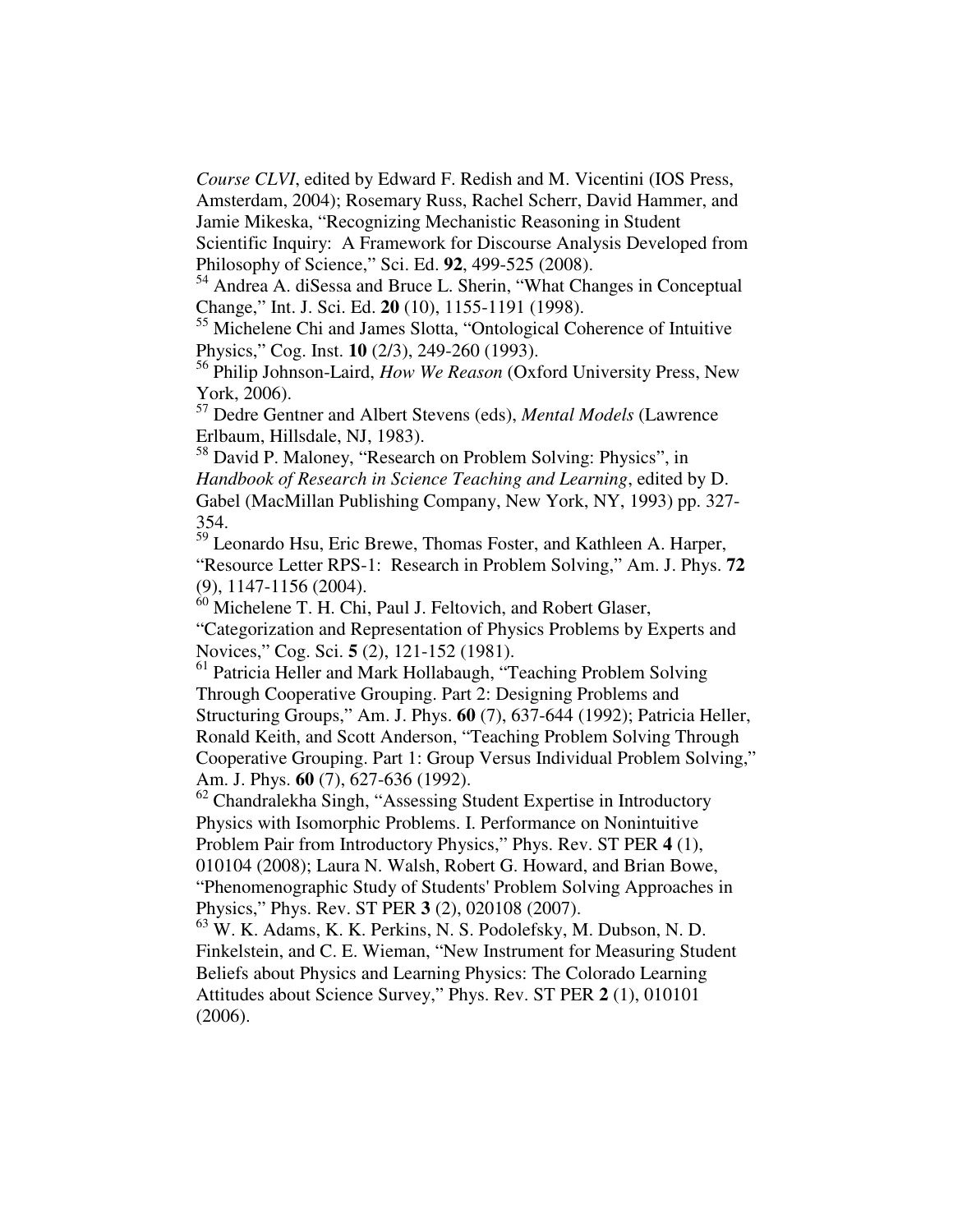*Course CLVI*, edited by Edward F. Redish and M. Vicentini (IOS Press, Amsterdam, 2004); Rosemary Russ, Rachel Scherr, David Hammer, and Jamie Mikeska, "Recognizing Mechanistic Reasoning in Student Scientific Inquiry: A Framework for Discourse Analysis Developed from Philosophy of Science," Sci. Ed. **92**, 499-525 (2008).

[54] Andrea A. diSessa and Bruce L. Sherin, "What Changes in Conceptual Change," Int. J. Sci. Ed. **20** (10), 1155-1191 (1998).

[55] Michelene Chi and James Slotta, "Ontological Coherence of Intuitive Physics," Cog. Inst. **10** (2/3), 249-260 (1993).

[56] Philip Johnson-Laird, *How We Reason* (Oxford University Press, New York, 2006).

[57] Dedre Gentner and Albert Stevens (eds), *Mental Models* (Lawrence Erlbaum, Hillsdale, NJ, 1983).

[58] David P. Maloney, "Research on Problem Solving: Physics", in *Handbook of Research in Science Teaching and Learning*, edited by D. Gabel (MacMillan Publishing Company, New York, NY, 1993) pp. 327-354.

[59] Leonardo Hsu, Eric Brewe, Thomas Foster, and Kathleen A. Harper, "Resource Letter RPS-1: Research in Problem Solving," Am. J. Phys. **72** (9), 1147-1156 (2004).

[60] Michelene T. H. Chi, Paul J. Feltovich, and Robert Glaser, "Categorization and Representation of Physics Problems by Experts and Novices," Cog. Sci. **5** (2), 121-152 (1981).

[61] Patricia Heller and Mark Hollabaugh, "Teaching Problem Solving Through Cooperative Grouping. Part 2: Designing Problems and Structuring Groups," Am. J. Phys. **60** (7), 637-644 (1992); Patricia Heller, Ronald Keith, and Scott Anderson, "Teaching Problem Solving Through Cooperative Grouping. Part 1: Group Versus Individual Problem Solving," Am. J. Phys. **60** (7), 627-636 (1992).

[62] Chandralekha Singh, "Assessing Student Expertise in Introductory Physics with Isomorphic Problems. I. Performance on Nonintuitive Problem Pair from Introductory Physics," Phys. Rev. ST PER **4** (1), 010104 (2008); Laura N. Walsh, Robert G. Howard, and Brian Bowe, "Phenomenographic Study of Students' Problem Solving Approaches in Physics," Phys. Rev. ST PER **3** (2), 020108 (2007).

[63] W. K. Adams, K. K. Perkins, N. S. Podolefsky, M. Dubson, N. D. Finkelstein, and C. E. Wieman, "New Instrument for Measuring Student Beliefs about Physics and Learning Physics: The Colorado Learning Attitudes about Science Survey," Phys. Rev. ST PER **2** (1), 010101 (2006).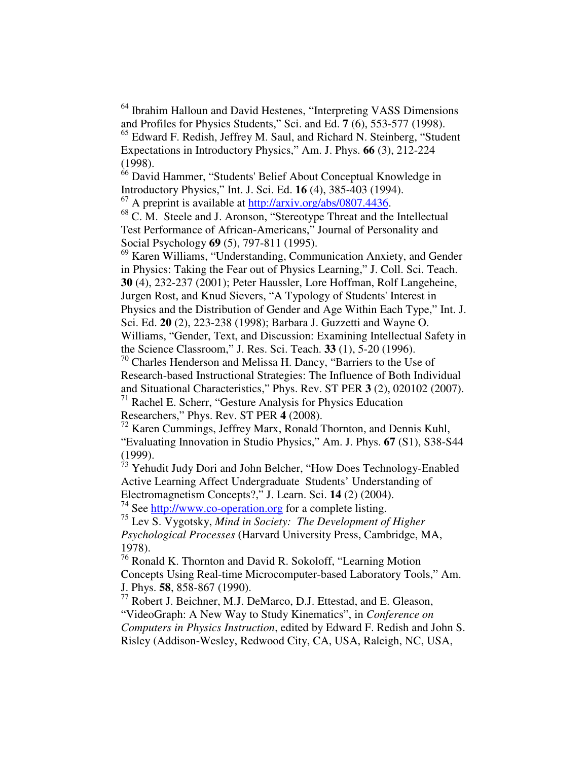[64] Ibrahim Halloun and David Hestenes, “Interpreting VASS Dimensions and Profiles for Physics Students,” Sci. and Ed. **7** (6), 553-577 (1998).

[65] Edward F. Redish, Jeffrey M. Saul, and Richard N. Steinberg, “Student Expectations in Introductory Physics,” Am. J. Phys. **66** (3), 212-224 (1998).

[66] David Hammer, “Students' Belief About Conceptual Knowledge in Introductory Physics,” Int. J. Sci. Ed. **16** (4), 385-403 (1994).

[67] A preprint is available at http://arxiv.org/abs/0807.4436.

[68] C. M. Steele and J. Aronson, “Stereotype Threat and the Intellectual Test Performance of African-Americans,” Journal of Personality and Social Psychology **69** (5), 797-811 (1995).

[69] Karen Williams, “Understanding, Communication Anxiety, and Gender in Physics: Taking the Fear out of Physics Learning,” J. Coll. Sci. Teach. **30** (4), 232-237 (2001); Peter Haussler, Lore Hoffman, Rolf Langeheine, Jurgen Rost, and Knud Sievers, “A Typology of Students' Interest in Physics and the Distribution of Gender and Age Within Each Type,” Int. J. Sci. Ed. **20** (2), 223-238 (1998); Barbara J. Guzzetti and Wayne O. Williams, “Gender, Text, and Discussion: Examining Intellectual Safety in the Science Classroom,” J. Res. Sci. Teach. **33** (1), 5-20 (1996).

[70] Charles Henderson and Melissa H. Dancy, “Barriers to the Use of Research-based Instructional Strategies: The Influence of Both Individual and Situational Characteristics,” Phys. Rev. ST PER **3** (2), 020102 (2007).

[71] Rachel E. Scherr, “Gesture Analysis for Physics Education Researchers,” Phys. Rev. ST PER **4** (2008).

[72] Karen Cummings, Jeffrey Marx, Ronald Thornton, and Dennis Kuhl, “Evaluating Innovation in Studio Physics,” Am. J. Phys. **67** (S1), S38-S44 (1999).

[73] Yehudit Judy Dori and John Belcher, “How Does Technology-Enabled Active Learning Affect Undergraduate Students’ Understanding of Electromagnetism Concepts?,” J. Learn. Sci. **14** (2) (2004).

[74] See http://www.co-operation.org for a complete listing.

[75] Lev S. Vygotsky, *Mind in Society: The Development of Higher Psychological Processes* (Harvard University Press, Cambridge, MA, 1978).

[76] Ronald K. Thornton and David R. Sokoloff, “Learning Motion Concepts Using Real-time Microcomputer-based Laboratory Tools,” Am. J. Phys. **58**, 858-867 (1990).

[77] Robert J. Beichner, M.J. DeMarco, D.J. Ettestad, and E. Gleason, “VideoGraph: A New Way to Study Kinematics”, in *Conference on Computers in Physics Instruction*, edited by Edward F. Redish and John S. Risley (Addison-Wesley, Redwood City, CA, USA, Raleigh, NC, USA,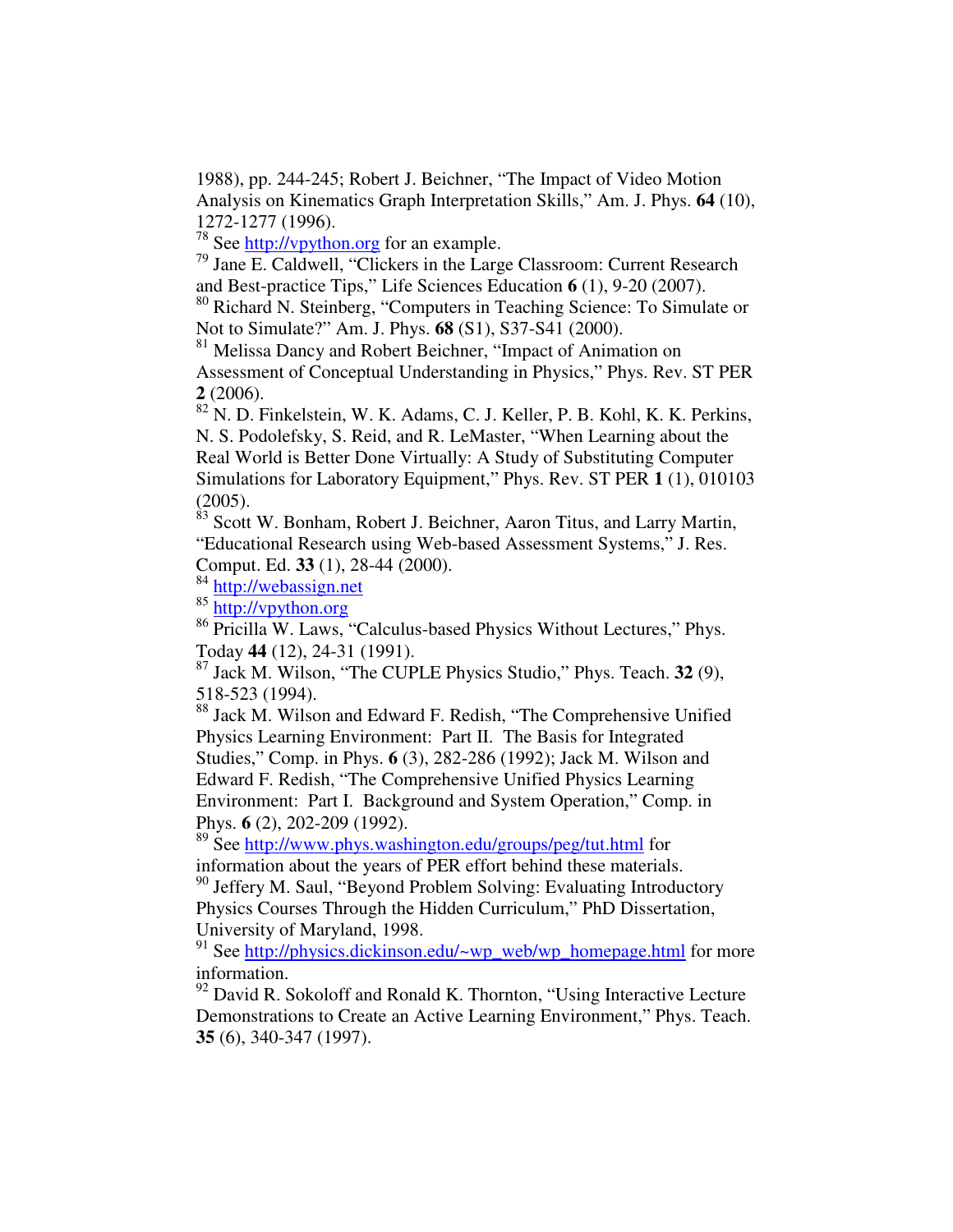1988), pp. 244-245; Robert J. Beichner, "The Impact of Video Motion Analysis on Kinematics Graph Interpretation Skills," Am. J. Phys. **64** (10), 1272-1277 (1996).

[78] See http://vpython.org for an example.

[79] Jane E. Caldwell, "Clickers in the Large Classroom: Current Research and Best-practice Tips," Life Sciences Education **6** (1), 9-20 (2007).

[80] Richard N. Steinberg, "Computers in Teaching Science: To Simulate or Not to Simulate?" Am. J. Phys. **68** (S1), S37-S41 (2000).

[81] Melissa Dancy and Robert Beichner, "Impact of Animation on Assessment of Conceptual Understanding in Physics," Phys. Rev. ST PER **2** (2006).

[82] N. D. Finkelstein, W. K. Adams, C. J. Keller, P. B. Kohl, K. K. Perkins, N. S. Podolefsky, S. Reid, and R. LeMaster, "When Learning about the Real World is Better Done Virtually: A Study of Substituting Computer Simulations for Laboratory Equipment," Phys. Rev. ST PER **1** (1), 010103 (2005).

[83] Scott W. Bonham, Robert J. Beichner, Aaron Titus, and Larry Martin, "Educational Research using Web-based Assessment Systems," J. Res. Comput. Ed. **33** (1), 28-44 (2000).

[84] http://webassign.net

[85] http://vpython.org

[86] Pricilla W. Laws, "Calculus-based Physics Without Lectures," Phys. Today **44** (12), 24-31 (1991).

[87] Jack M. Wilson, "The CUPLE Physics Studio," Phys. Teach. **32** (9), 518-523 (1994).

[88] Jack M. Wilson and Edward F. Redish, "The Comprehensive Unified Physics Learning Environment: Part II. The Basis for Integrated Studies," Comp. in Phys. **6** (3), 282-286 (1992); Jack M. Wilson and Edward F. Redish, "The Comprehensive Unified Physics Learning Environment: Part I. Background and System Operation," Comp. in Phys. **6** (2), 202-209 (1992).

[89] See http://www.phys.washington.edu/groups/peg/tut.html for information about the years of PER effort behind these materials.

[90] Jeffery M. Saul, "Beyond Problem Solving: Evaluating Introductory Physics Courses Through the Hidden Curriculum," PhD Dissertation, University of Maryland, 1998.

[91] See http://physics.dickinson.edu/~wp_web/wp_homepage.html for more information.

[92] David R. Sokoloff and Ronald K. Thornton, "Using Interactive Lecture Demonstrations to Create an Active Learning Environment," Phys. Teach. **35** (6), 340-347 (1997).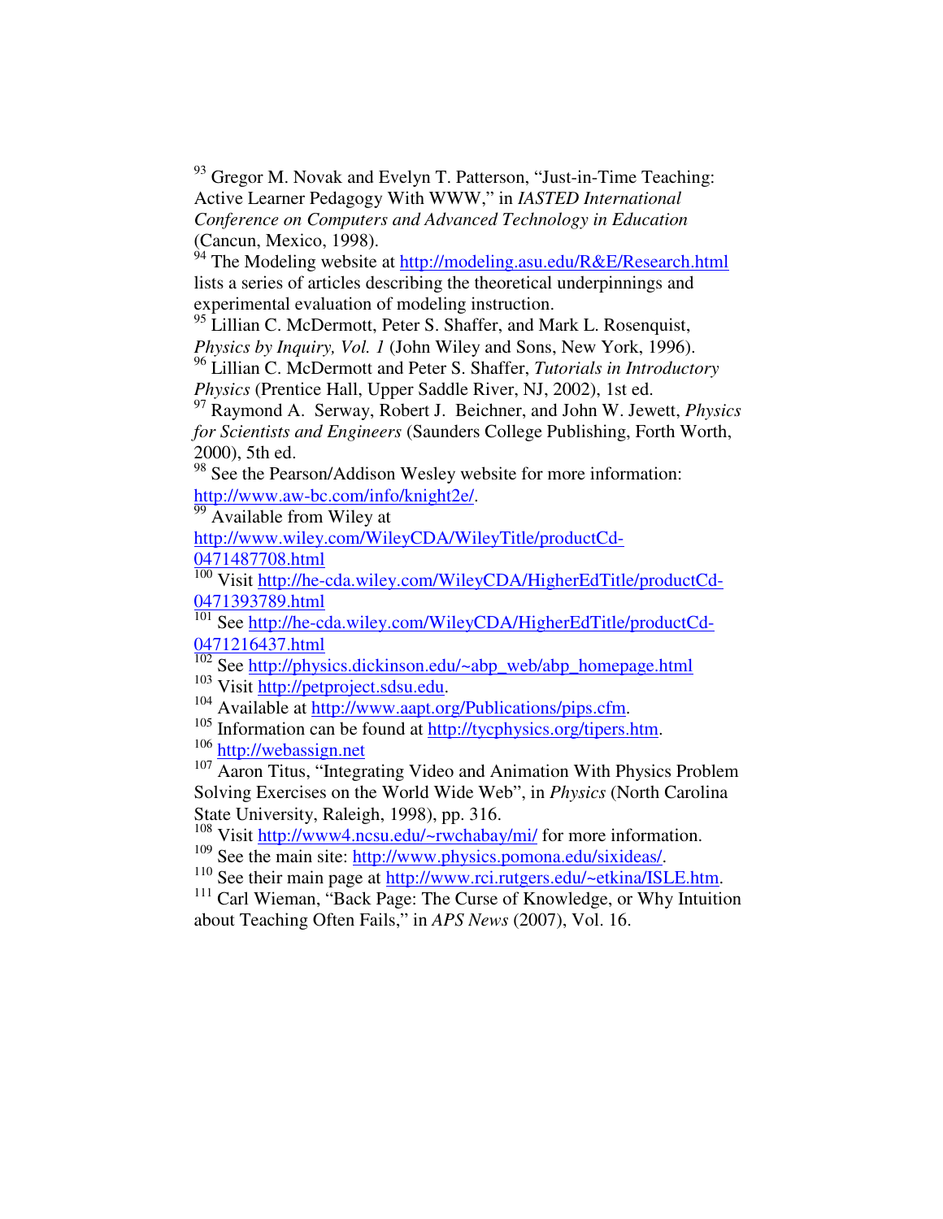[93] Gregor M. Novak and Evelyn T. Patterson, "Just-in-Time Teaching: Active Learner Pedagogy With WWW," in *IASTED International Conference on Computers and Advanced Technology in Education* (Cancun, Mexico, 1998).

[94] The Modeling website at http://modeling.asu.edu/R&E/Research.html lists a series of articles describing the theoretical underpinnings and experimental evaluation of modeling instruction.

[95] Lillian C. McDermott, Peter S. Shaffer, and Mark L. Rosenquist, *Physics by Inquiry, Vol. 1* (John Wiley and Sons, New York, 1996).

[96] Lillian C. McDermott and Peter S. Shaffer, *Tutorials in Introductory Physics* (Prentice Hall, Upper Saddle River, NJ, 2002), 1st ed.

[97] Raymond A. Serway, Robert J. Beichner, and John W. Jewett, *Physics for Scientists and Engineers* (Saunders College Publishing, Forth Worth, 2000), 5th ed.

[98] See the Pearson/Addison Wesley website for more information: http://www.aw-bc.com/info/knight2e/.

[99] Available from Wiley at http://www.wiley.com/WileyCDA/WileyTitle/productCd-0471487708.html

[100] Visit http://he-cda.wiley.com/WileyCDA/HigherEdTitle/productCd-0471393789.html

[101] See http://he-cda.wiley.com/WileyCDA/HigherEdTitle/productCd-0471216437.html

[102] See http://physics.dickinson.edu/~abp_web/abp_homepage.html

[103] Visit http://petproject.sdsu.edu.

[104] Available at http://www.aapt.org/Publications/pips.cfm.

[105] Information can be found at http://tycphysics.org/tipers.htm.

[106] http://webassign.net

[107] Aaron Titus, "Integrating Video and Animation With Physics Problem Solving Exercises on the World Wide Web", in *Physics* (North Carolina State University, Raleigh, 1998), pp. 316.

[108] Visit http://www4.ncsu.edu/~rwchabay/mi/ for more information.

[109] See the main site: http://www.physics.pomona.edu/sixideas/.

[110] See their main page at http://www.rci.rutgers.edu/~etkina/ISLE.htm.

[111] Carl Wieman, "Back Page: The Curse of Knowledge, or Why Intuition about Teaching Often Fails," in *APS News* (2007), Vol. 16.